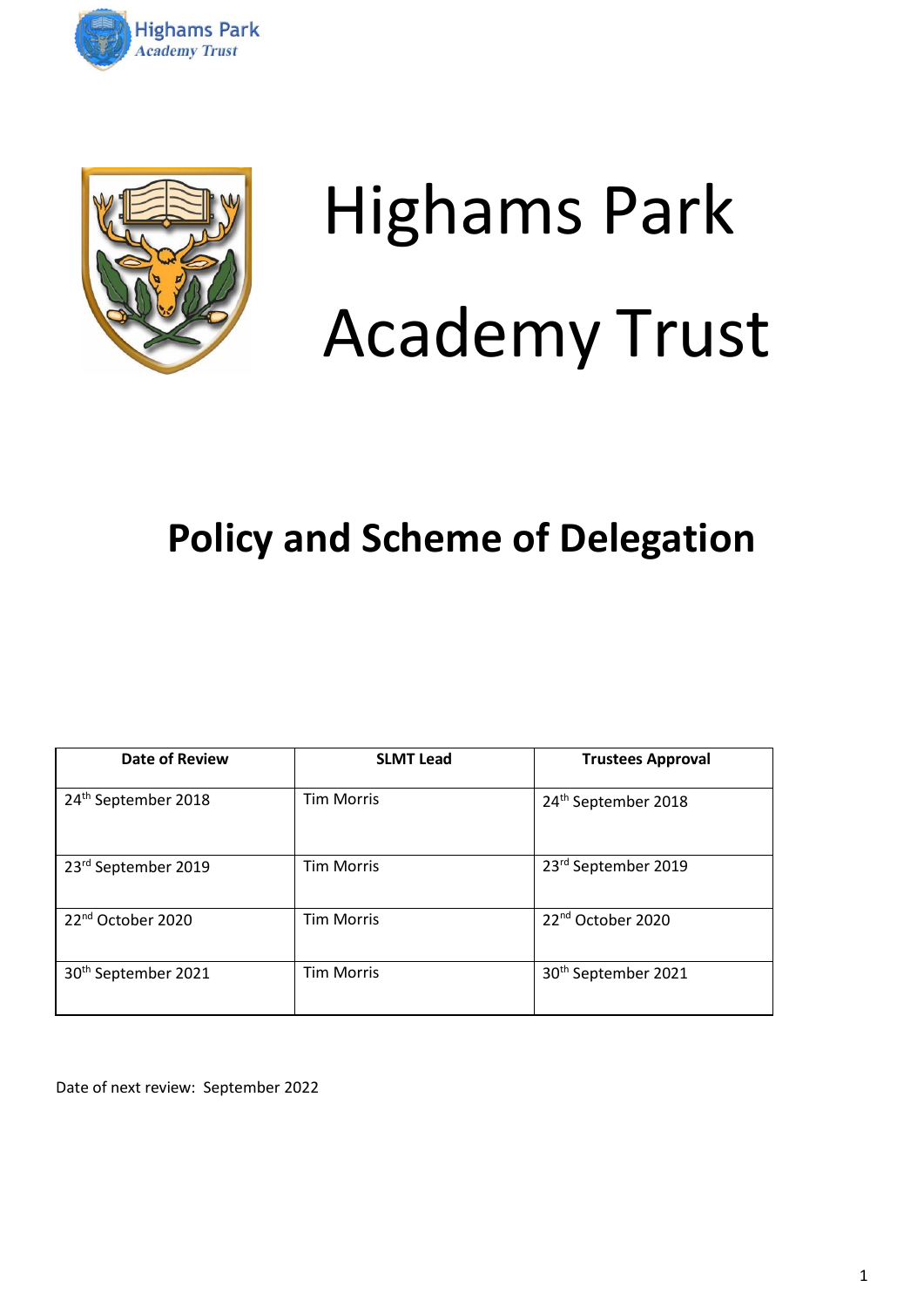# Highams Park Academy Trust

## Policy and Scheme of Delegation

| Date of Review | SLMT Lead | Trustees Approval |
| --- | --- | --- |
| 24th September 2018 | Tim Morris | 24th September 2018 |
| 23rd September 2019 | Tim Morris | 23rd September 2019 |
| 22nd October 2020 | Tim Morris | 22nd October 2020 |
| 30th September 2021 | Tim Morris | 30th September 2021 |

Date of next review: September 2022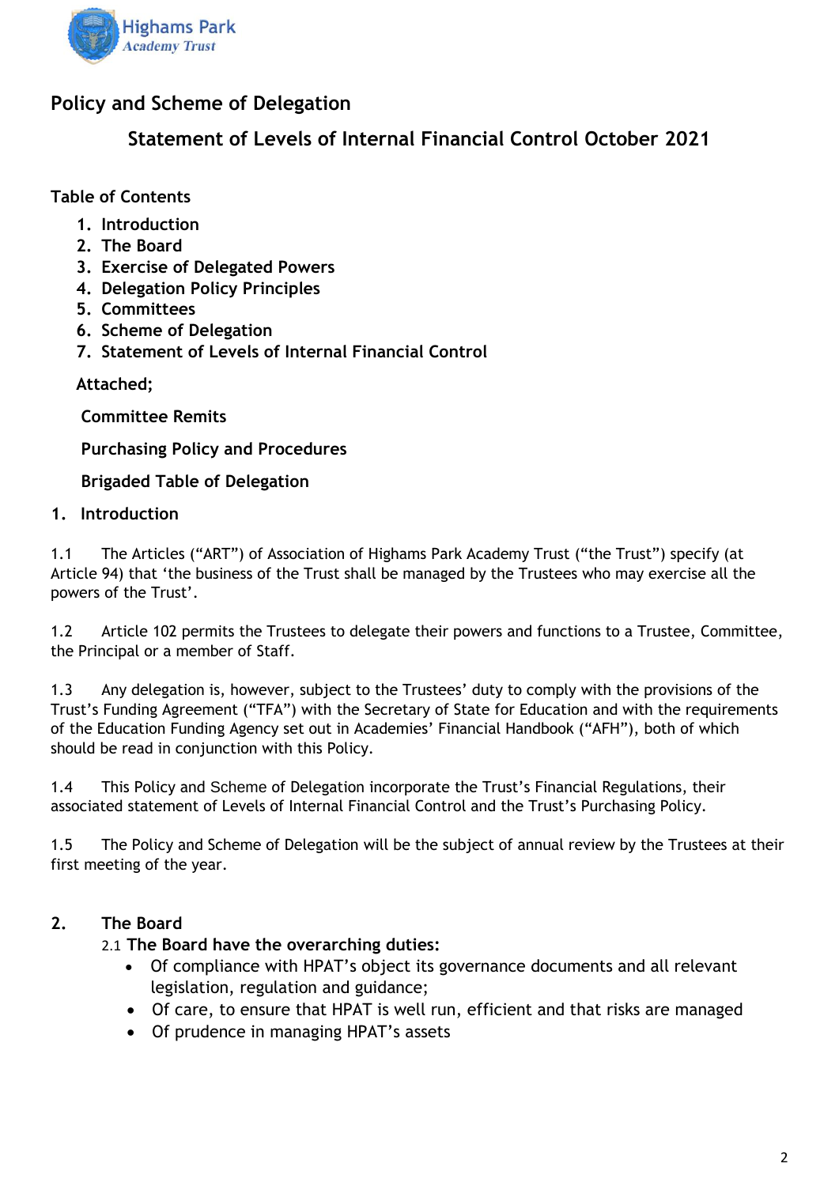## Policy and Scheme of Delegation

### Statement of Levels of Internal Financial Control October 2021

**Table of Contents**

1. **Introduction**
2. **The Board**
3. **Exercise of Delegated Powers**
4. **Delegation Policy Principles**
5. **Committees**
6. **Scheme of Delegation**
7. **Statement of Levels of Internal Financial Control**

**Attached;**

**Committee Remits**

**Purchasing Policy and Procedures**

**Brigaded Table of Delegation**

### 1. Introduction

1.1 The Articles ("ART") of Association of Highams Park Academy Trust ("the Trust") specify (at Article 94) that 'the business of the Trust shall be managed by the Trustees who may exercise all the powers of the Trust'.

1.2 Article 102 permits the Trustees to delegate their powers and functions to a Trustee, Committee, the Principal or a member of Staff.

1.3 Any delegation is, however, subject to the Trustees' duty to comply with the provisions of the Trust's Funding Agreement ("TFA") with the Secretary of State for Education and with the requirements of the Education Funding Agency set out in Academies' Financial Handbook ("AFH"), both of which should be read in conjunction with this Policy.

1.4 This Policy and Scheme of Delegation incorporate the Trust's Financial Regulations, their associated statement of Levels of Internal Financial Control and the Trust's Purchasing Policy.

1.5 The Policy and Scheme of Delegation will be the subject of annual review by the Trustees at their first meeting of the year.

### 2. The Board

2.1 **The Board have the overarching duties:**

- Of compliance with HPAT's object its governance documents and all relevant legislation, regulation and guidance;
- Of care, to ensure that HPAT is well run, efficient and that risks are managed
- Of prudence in managing HPAT's assets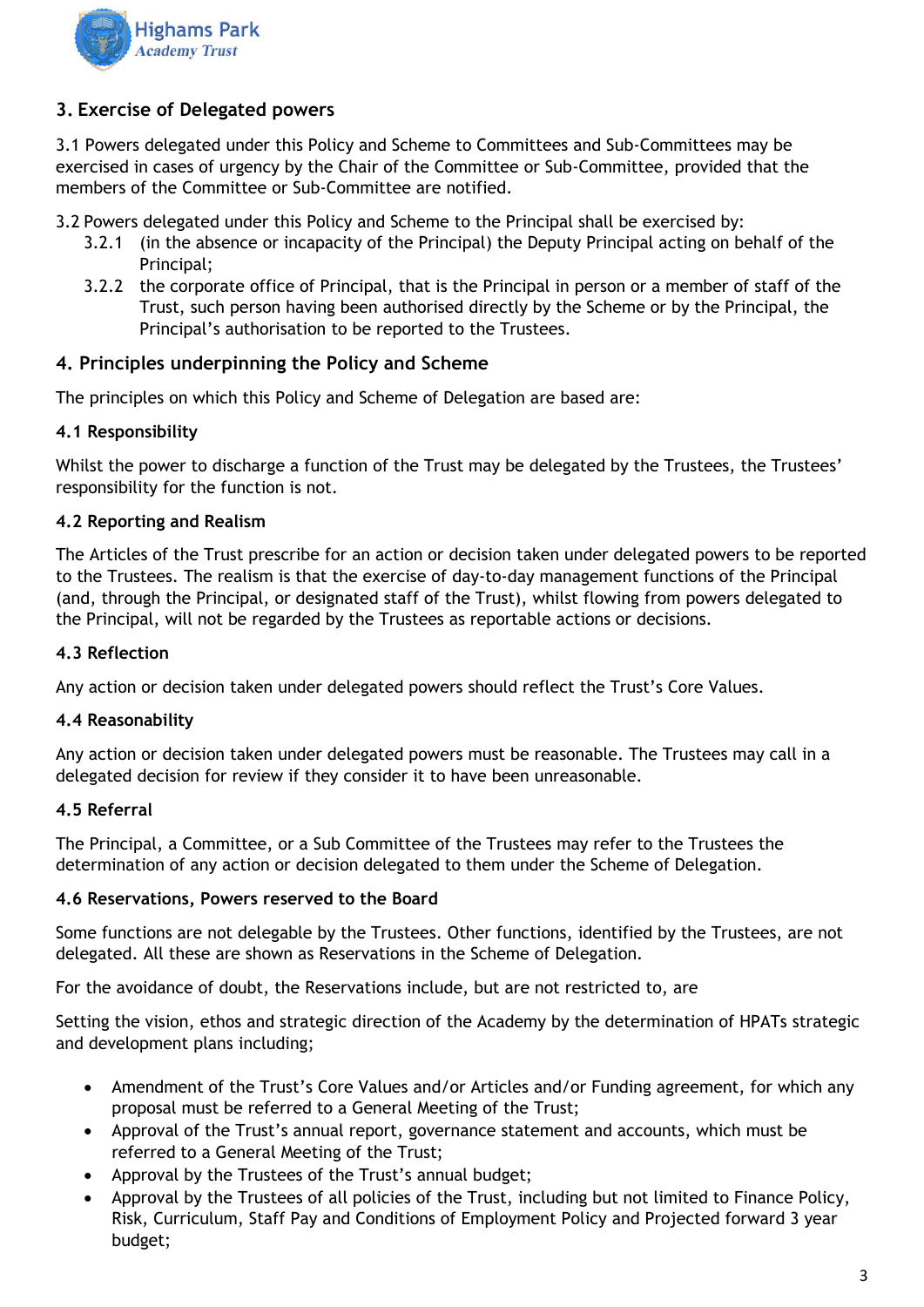## 3. Exercise of Delegated powers

3.1 Powers delegated under this Policy and Scheme to Committees and Sub-Committees may be exercised in cases of urgency by the Chair of the Committee or Sub-Committee, provided that the members of the Committee or Sub-Committee are notified.

3.2 Powers delegated under this Policy and Scheme to the Principal shall be exercised by:

- 3.2.1 (in the absence or incapacity of the Principal) the Deputy Principal acting on behalf of the Principal;
- 3.2.2 the corporate office of Principal, that is the Principal in person or a member of staff of the Trust, such person having been authorised directly by the Scheme or by the Principal, the Principal's authorisation to be reported to the Trustees.

## 4. Principles underpinning the Policy and Scheme

The principles on which this Policy and Scheme of Delegation are based are:

### 4.1 Responsibility

Whilst the power to discharge a function of the Trust may be delegated by the Trustees, the Trustees' responsibility for the function is not.

### 4.2 Reporting and Realism

The Articles of the Trust prescribe for an action or decision taken under delegated powers to be reported to the Trustees. The realism is that the exercise of day-to-day management functions of the Principal (and, through the Principal, or designated staff of the Trust), whilst flowing from powers delegated to the Principal, will not be regarded by the Trustees as reportable actions or decisions.

### 4.3 Reflection

Any action or decision taken under delegated powers should reflect the Trust's Core Values.

### 4.4 Reasonability

Any action or decision taken under delegated powers must be reasonable. The Trustees may call in a delegated decision for review if they consider it to have been unreasonable.

### 4.5 Referral

The Principal, a Committee, or a Sub Committee of the Trustees may refer to the Trustees the determination of any action or decision delegated to them under the Scheme of Delegation.

### 4.6 Reservations, Powers reserved to the Board

Some functions are not delegable by the Trustees. Other functions, identified by the Trustees, are not delegated. All these are shown as Reservations in the Scheme of Delegation.

For the avoidance of doubt, the Reservations include, but are not restricted to, are

Setting the vision, ethos and strategic direction of the Academy by the determination of HPATs strategic and development plans including;

- Amendment of the Trust's Core Values and/or Articles and/or Funding agreement, for which any proposal must be referred to a General Meeting of the Trust;
- Approval of the Trust's annual report, governance statement and accounts, which must be referred to a General Meeting of the Trust;
- Approval by the Trustees of the Trust's annual budget;
- Approval by the Trustees of all policies of the Trust, including but not limited to Finance Policy, Risk, Curriculum, Staff Pay and Conditions of Employment Policy and Projected forward 3 year budget;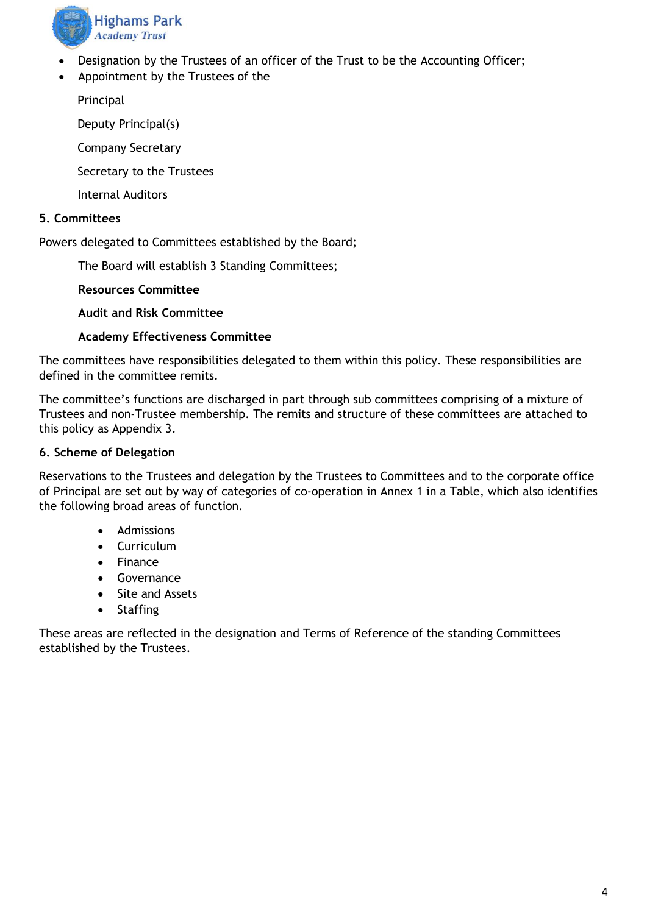- Designation by the Trustees of an officer of the Trust to be the Accounting Officer;
- Appointment by the Trustees of the

  Principal

  Deputy Principal(s)

  Company Secretary

  Secretary to the Trustees

  Internal Auditors

**5. Committees**

Powers delegated to Committees established by the Board;

The Board will establish 3 Standing Committees;

**Resources Committee**

**Audit and Risk Committee**

**Academy Effectiveness Committee**

The committees have responsibilities delegated to them within this policy. These responsibilities are defined in the committee remits.

The committee's functions are discharged in part through sub committees comprising of a mixture of Trustees and non-Trustee membership. The remits and structure of these committees are attached to this policy as Appendix 3.

**6. Scheme of Delegation**

Reservations to the Trustees and delegation by the Trustees to Committees and to the corporate office of Principal are set out by way of categories of co-operation in Annex 1 in a Table, which also identifies the following broad areas of function.

- Admissions
- Curriculum
- Finance
- Governance
- Site and Assets
- Staffing

These areas are reflected in the designation and Terms of Reference of the standing Committees established by the Trustees.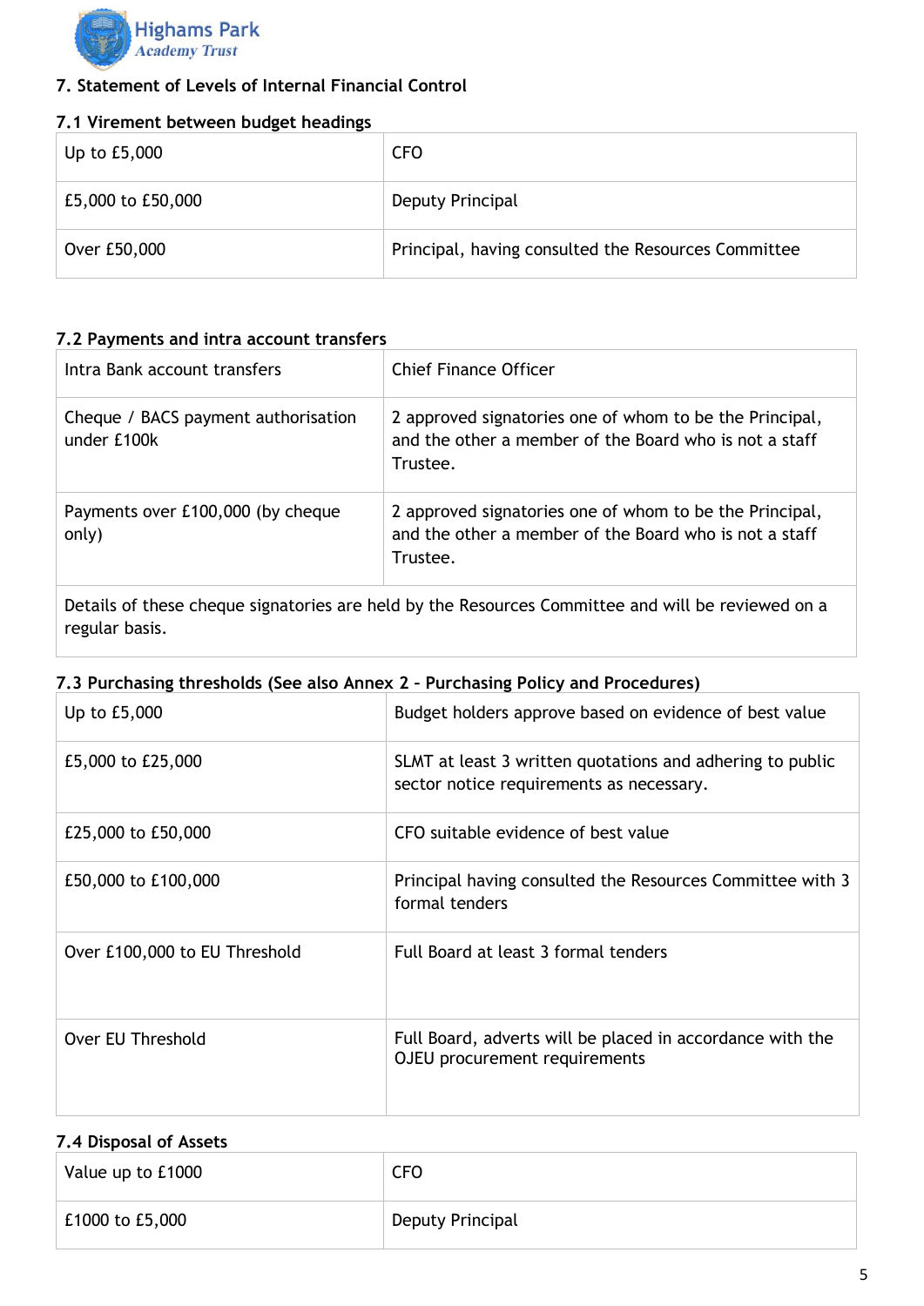## 7. Statement of Levels of Internal Financial Control

### 7.1 Virement between budget headings

| | |
|---|---|
| Up to £5,000 | CFO |
| £5,000 to £50,000 | Deputy Principal |
| Over £50,000 | Principal, having consulted the Resources Committee |

### 7.2 Payments and intra account transfers

| | |
|---|---|
| Intra Bank account transfers | Chief Finance Officer |
| Cheque / BACS payment authorisation under £100k | 2 approved signatories one of whom to be the Principal, and the other a member of the Board who is not a staff Trustee. |
| Payments over £100,000 (by cheque only) | 2 approved signatories one of whom to be the Principal, and the other a member of the Board who is not a staff Trustee. |
| Details of these cheque signatories are held by the Resources Committee and will be reviewed on a regular basis. | |

### 7.3 Purchasing thresholds (See also Annex 2 – Purchasing Policy and Procedures)

| | |
|---|---|
| Up to £5,000 | Budget holders approve based on evidence of best value |
| £5,000 to £25,000 | SLMT at least 3 written quotations and adhering to public sector notice requirements as necessary. |
| £25,000 to £50,000 | CFO suitable evidence of best value |
| £50,000 to £100,000 | Principal having consulted the Resources Committee with 3 formal tenders |
| Over £100,000 to EU Threshold | Full Board at least 3 formal tenders |
| Over EU Threshold | Full Board, adverts will be placed in accordance with the OJEU procurement requirements |

### 7.4 Disposal of Assets

| | |
|---|---|
| Value up to £1000 | CFO |
| £1000 to £5,000 | Deputy Principal |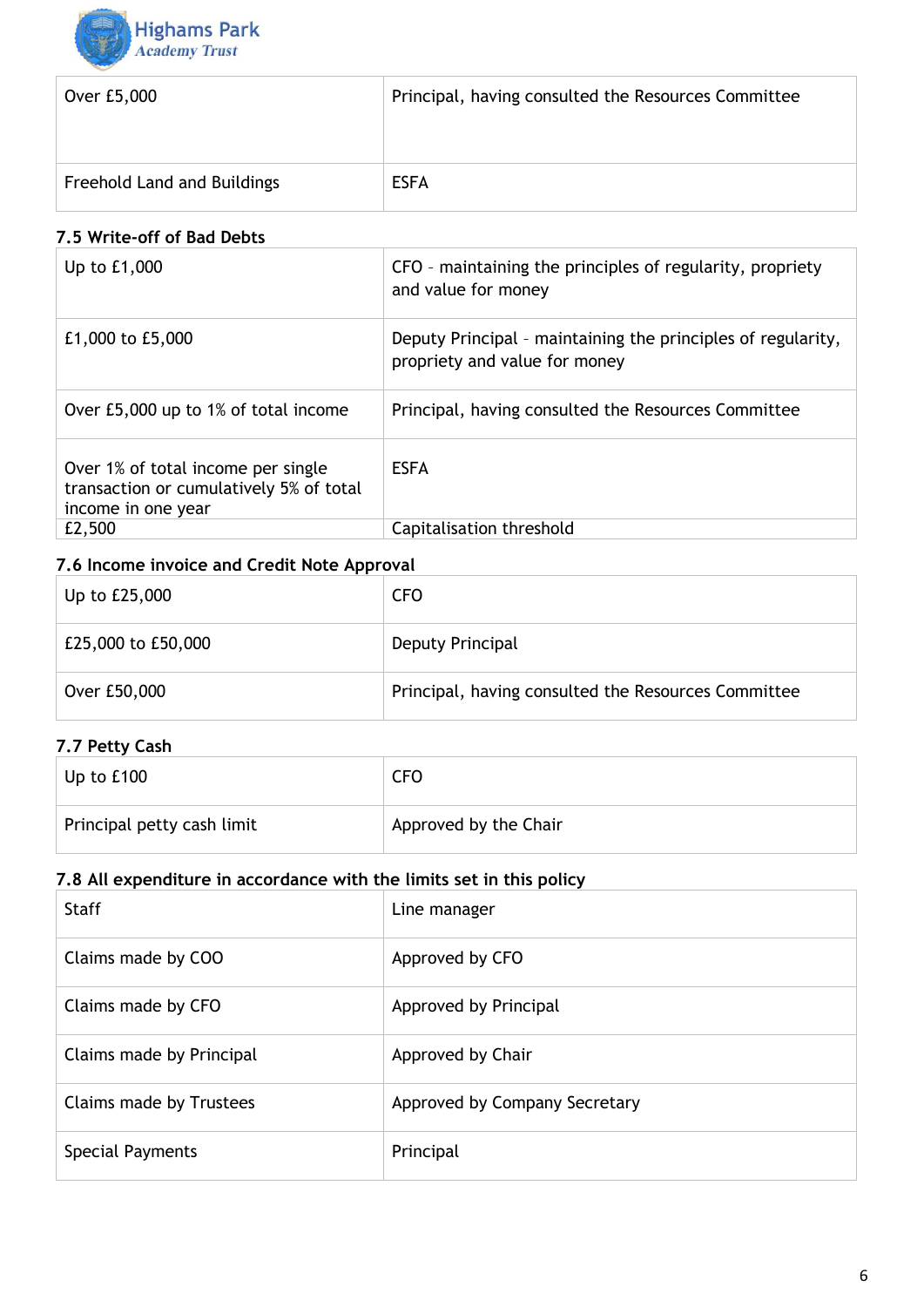| Over £5,000 | Principal, having consulted the Resources Committee |
|---|---|
| Freehold Land and Buildings | ESFA |

### 7.5 Write-off of Bad Debts

| Up to £1,000 | CFO – maintaining the principles of regularity, propriety and value for money |
|---|---|
| £1,000 to £5,000 | Deputy Principal – maintaining the principles of regularity, propriety and value for money |
| Over £5,000 up to 1% of total income | Principal, having consulted the Resources Committee |
| Over 1% of total income per single transaction or cumulatively 5% of total income in one year | ESFA |
| £2,500 | Capitalisation threshold |

### 7.6 Income invoice and Credit Note Approval

| Up to £25,000 | CFO |
|---|---|
| £25,000 to £50,000 | Deputy Principal |
| Over £50,000 | Principal, having consulted the Resources Committee |

### 7.7 Petty Cash

| Up to £100 | CFO |
|---|---|
| Principal petty cash limit | Approved by the Chair |

### 7.8 All expenditure in accordance with the limits set in this policy

| Staff | Line manager |
|---|---|
| Claims made by COO | Approved by CFO |
| Claims made by CFO | Approved by Principal |
| Claims made by Principal | Approved by Chair |
| Claims made by Trustees | Approved by Company Secretary |
| Special Payments | Principal |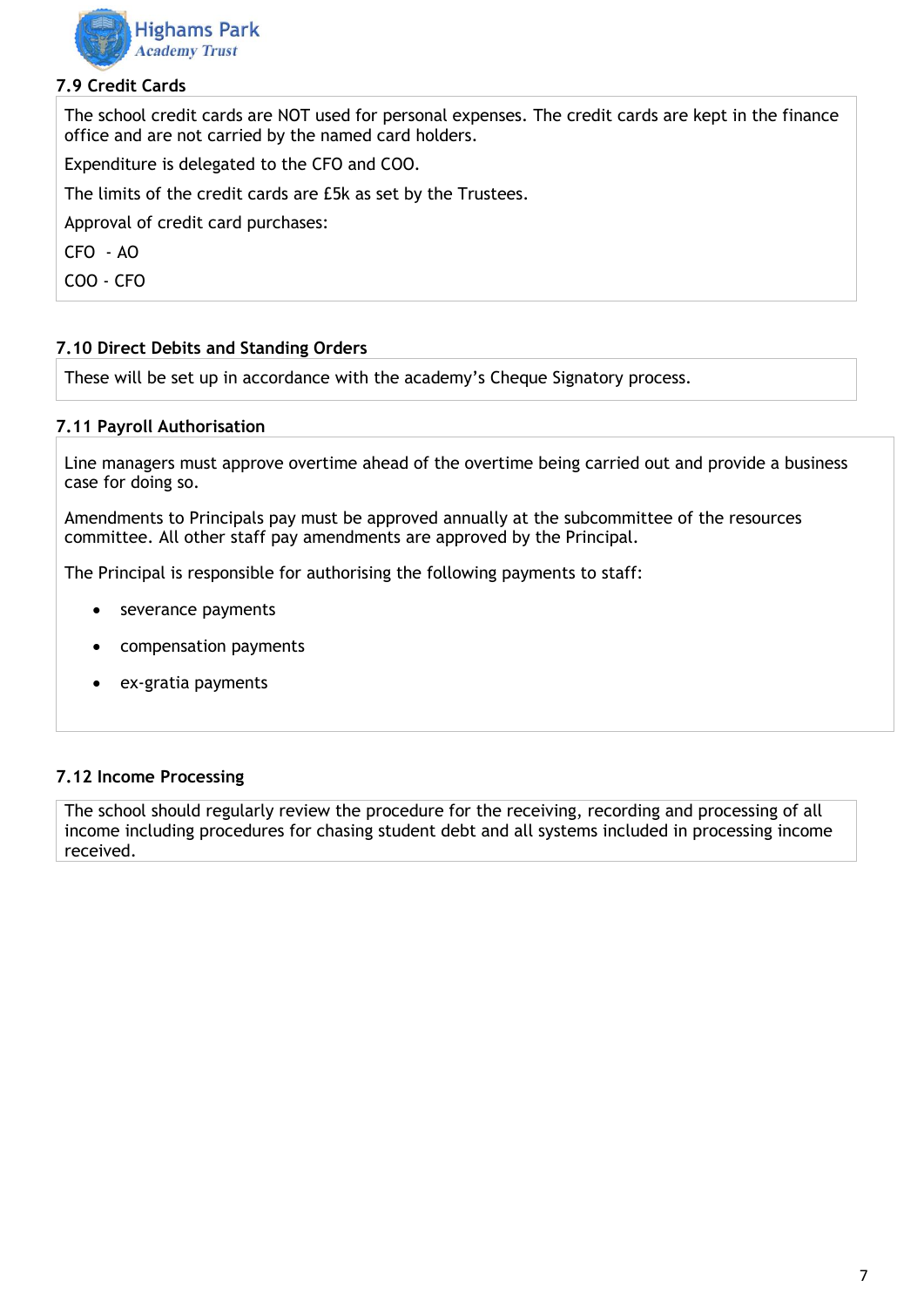### 7.9 Credit Cards

The school credit cards are NOT used for personal expenses. The credit cards are kept in the finance office and are not carried by the named card holders.

Expenditure is delegated to the CFO and COO.

The limits of the credit cards are £5k as set by the Trustees.

Approval of credit card purchases:

CFO - AO

COO - CFO

### 7.10 Direct Debits and Standing Orders

These will be set up in accordance with the academy's Cheque Signatory process.

### 7.11 Payroll Authorisation

Line managers must approve overtime ahead of the overtime being carried out and provide a business case for doing so.

Amendments to Principals pay must be approved annually at the subcommittee of the resources committee. All other staff pay amendments are approved by the Principal.

The Principal is responsible for authorising the following payments to staff:

- severance payments
- compensation payments
- ex-gratia payments

### 7.12 Income Processing

The school should regularly review the procedure for the receiving, recording and processing of all income including procedures for chasing student debt and all systems included in processing income received.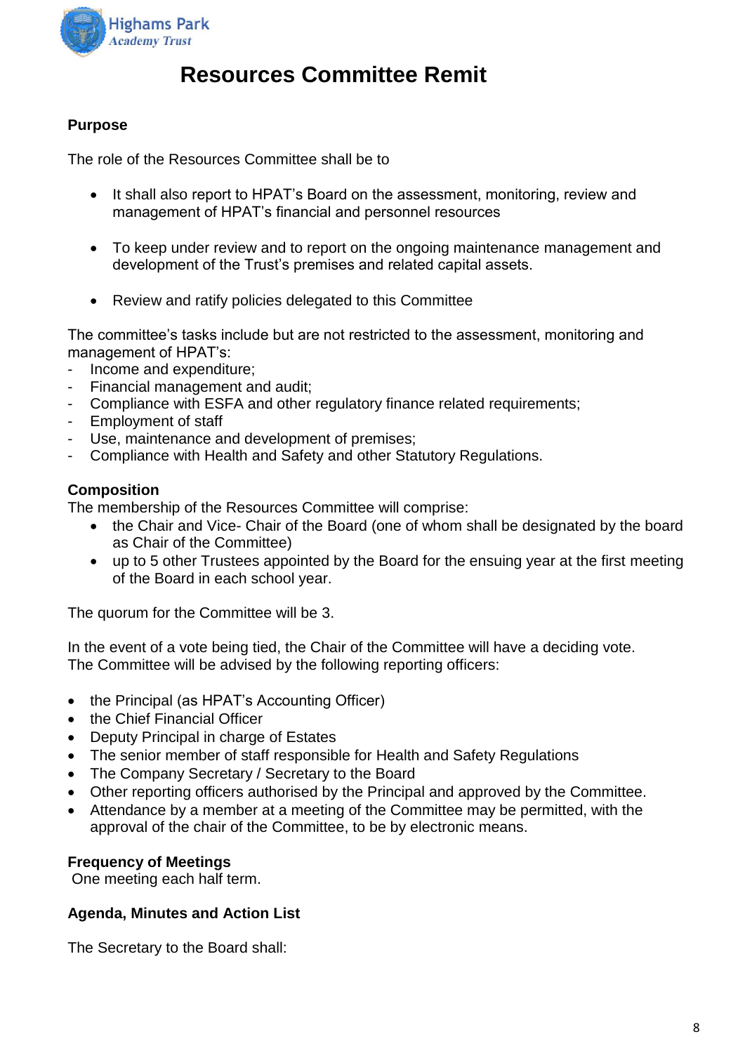# Resources Committee Remit

**Purpose**

The role of the Resources Committee shall be to

- It shall also report to HPAT's Board on the assessment, monitoring, review and management of HPAT's financial and personnel resources
- To keep under review and to report on the ongoing maintenance management and development of the Trust's premises and related capital assets.
- Review and ratify policies delegated to this Committee

The committee's tasks include but are not restricted to the assessment, monitoring and management of HPAT's:

- Income and expenditure;
- Financial management and audit;
- Compliance with ESFA and other regulatory finance related requirements;
- Employment of staff
- Use, maintenance and development of premises;
- Compliance with Health and Safety and other Statutory Regulations.

**Composition**

The membership of the Resources Committee will comprise:

- the Chair and Vice- Chair of the Board (one of whom shall be designated by the board as Chair of the Committee)
- up to 5 other Trustees appointed by the Board for the ensuing year at the first meeting of the Board in each school year.

The quorum for the Committee will be 3.

In the event of a vote being tied, the Chair of the Committee will have a deciding vote. The Committee will be advised by the following reporting officers:

- the Principal (as HPAT's Accounting Officer)
- the Chief Financial Officer
- Deputy Principal in charge of Estates
- The senior member of staff responsible for Health and Safety Regulations
- The Company Secretary / Secretary to the Board
- Other reporting officers authorised by the Principal and approved by the Committee.
- Attendance by a member at a meeting of the Committee may be permitted, with the approval of the chair of the Committee, to be by electronic means.

**Frequency of Meetings**

One meeting each half term.

**Agenda, Minutes and Action List**

The Secretary to the Board shall: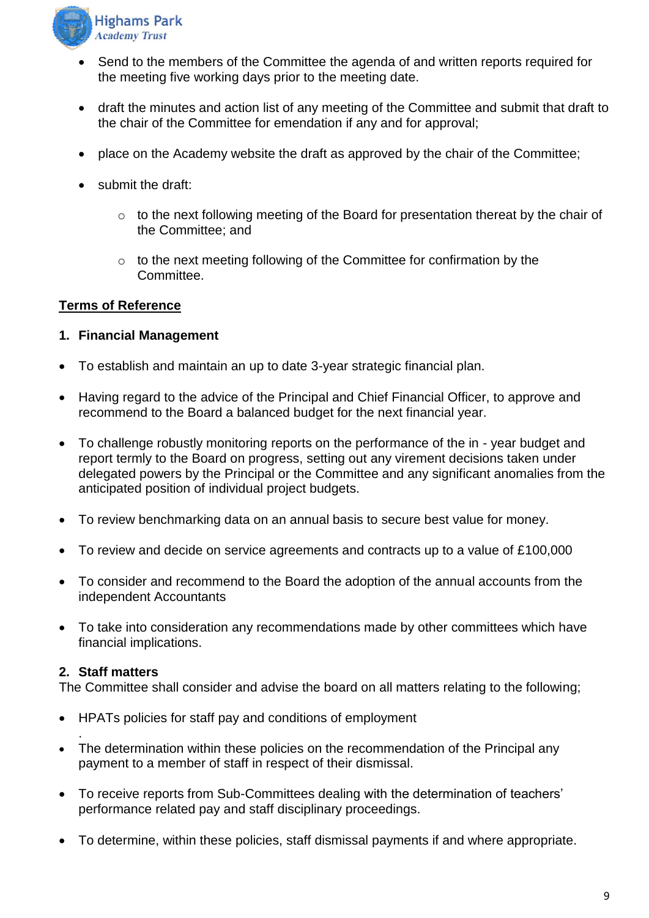- Send to the members of the Committee the agenda of and written reports required for the meeting five working days prior to the meeting date.

- draft the minutes and action list of any meeting of the Committee and submit that draft to the chair of the Committee for emendation if any and for approval;

- place on the Academy website the draft as approved by the chair of the Committee;

- submit the draft:

  - to the next following meeting of the Board for presentation thereat by the chair of the Committee; and

  - to the next meeting following of the Committee for confirmation by the Committee.

**<u>Terms of Reference</u>**

**1. Financial Management**

- To establish and maintain an up to date 3-year strategic financial plan.

- Having regard to the advice of the Principal and Chief Financial Officer, to approve and recommend to the Board a balanced budget for the next financial year.

- To challenge robustly monitoring reports on the performance of the in - year budget and report termly to the Board on progress, setting out any virement decisions taken under delegated powers by the Principal or the Committee and any significant anomalies from the anticipated position of individual project budgets.

- To review benchmarking data on an annual basis to secure best value for money.

- To review and decide on service agreements and contracts up to a value of £100,000

- To consider and recommend to the Board the adoption of the annual accounts from the independent Accountants

- To take into consideration any recommendations made by other committees which have financial implications.

**2. Staff matters**

The Committee shall consider and advise the board on all matters relating to the following;

- HPATs policies for staff pay and conditions of employment
  .
- The determination within these policies on the recommendation of the Principal any payment to a member of staff in respect of their dismissal.

- To receive reports from Sub-Committees dealing with the determination of teachers' performance related pay and staff disciplinary proceedings.

- To determine, within these policies, staff dismissal payments if and where appropriate.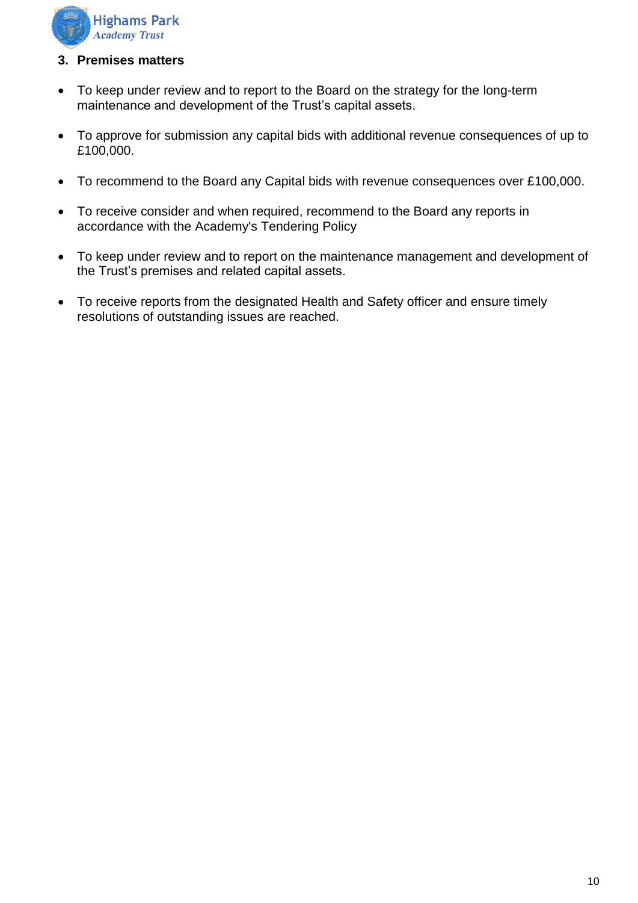### 3. Premises matters

- To keep under review and to report to the Board on the strategy for the long-term maintenance and development of the Trust's capital assets.

- To approve for submission any capital bids with additional revenue consequences of up to £100,000.

- To recommend to the Board any Capital bids with revenue consequences over £100,000.

- To receive consider and when required, recommend to the Board any reports in accordance with the Academy's Tendering Policy

- To keep under review and to report on the maintenance management and development of the Trust's premises and related capital assets.

- To receive reports from the designated Health and Safety officer and ensure timely resolutions of outstanding issues are reached.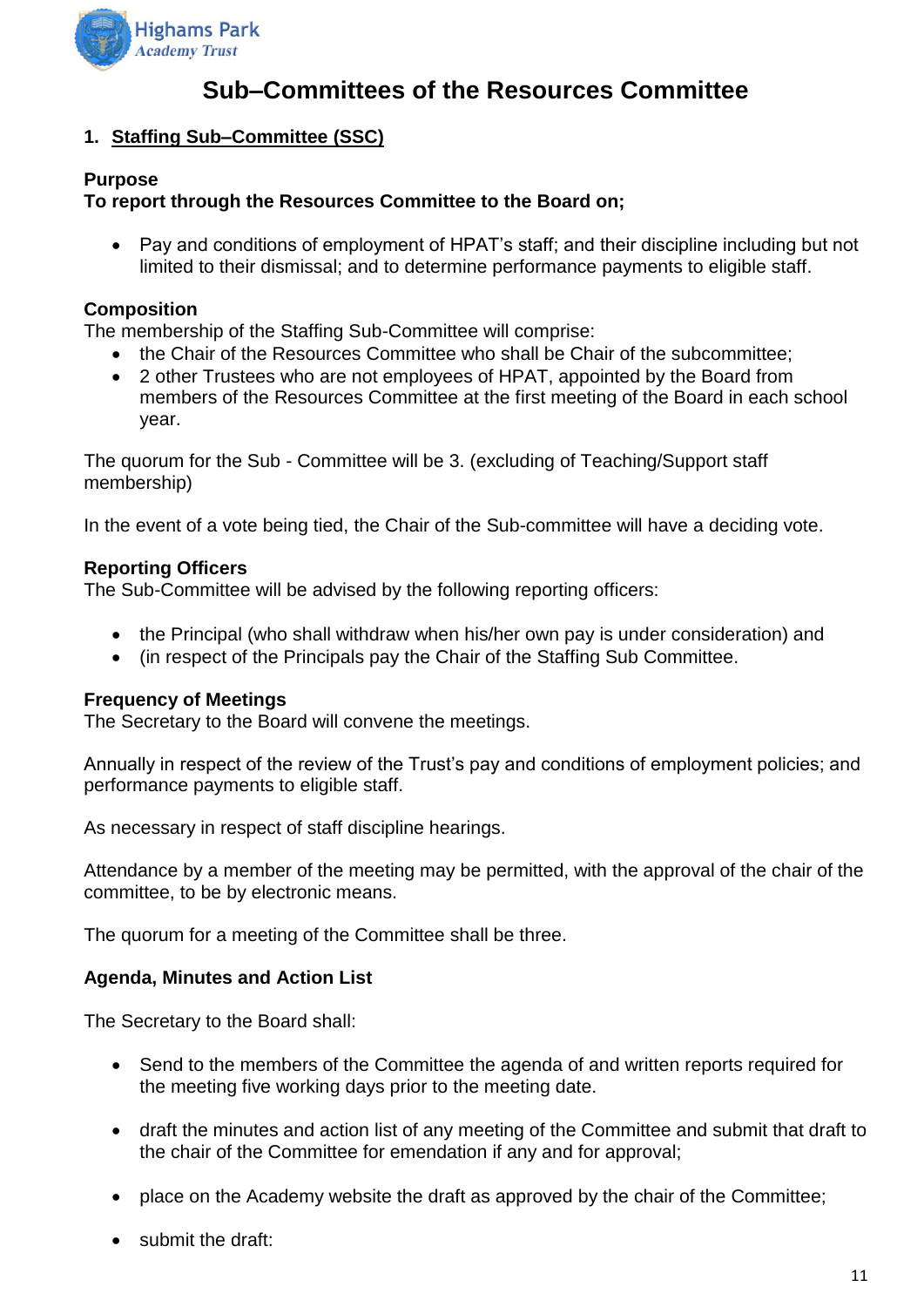# Sub–Committees of the Resources Committee

## 1. Staffing Sub–Committee (SSC)

**Purpose**

**To report through the Resources Committee to the Board on;**

- Pay and conditions of employment of HPAT's staff; and their discipline including but not limited to their dismissal; and to determine performance payments to eligible staff.

**Composition**

The membership of the Staffing Sub-Committee will comprise:

- the Chair of the Resources Committee who shall be Chair of the subcommittee;
- 2 other Trustees who are not employees of HPAT, appointed by the Board from members of the Resources Committee at the first meeting of the Board in each school year.

The quorum for the Sub - Committee will be 3. (excluding of Teaching/Support staff membership)

In the event of a vote being tied, the Chair of the Sub-committee will have a deciding vote.

**Reporting Officers**

The Sub-Committee will be advised by the following reporting officers:

- the Principal (who shall withdraw when his/her own pay is under consideration) and
- (in respect of the Principals pay the Chair of the Staffing Sub Committee.

**Frequency of Meetings**

The Secretary to the Board will convene the meetings.

Annually in respect of the review of the Trust's pay and conditions of employment policies; and performance payments to eligible staff.

As necessary in respect of staff discipline hearings.

Attendance by a member of the meeting may be permitted, with the approval of the chair of the committee, to be by electronic means.

The quorum for a meeting of the Committee shall be three.

**Agenda, Minutes and Action List**

The Secretary to the Board shall:

- Send to the members of the Committee the agenda of and written reports required for the meeting five working days prior to the meeting date.
- draft the minutes and action list of any meeting of the Committee and submit that draft to the chair of the Committee for emendation if any and for approval;
- place on the Academy website the draft as approved by the chair of the Committee;
- submit the draft: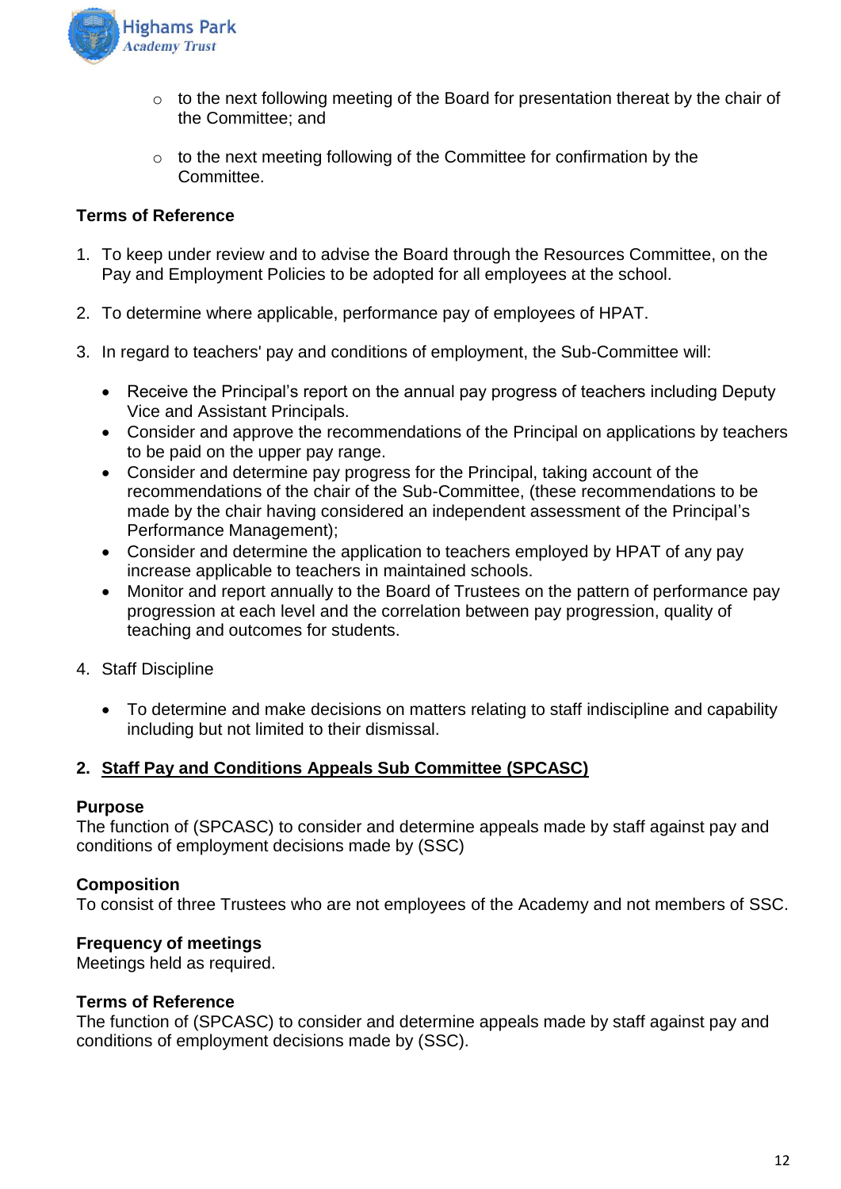- to the next following meeting of the Board for presentation thereat by the chair of the Committee; and
- to the next meeting following of the Committee for confirmation by the Committee.

**Terms of Reference**

1. To keep under review and to advise the Board through the Resources Committee, on the Pay and Employment Policies to be adopted for all employees at the school.

2. To determine where applicable, performance pay of employees of HPAT.

3. In regard to teachers' pay and conditions of employment, the Sub-Committee will:

   - Receive the Principal's report on the annual pay progress of teachers including Deputy Vice and Assistant Principals.
   - Consider and approve the recommendations of the Principal on applications by teachers to be paid on the upper pay range.
   - Consider and determine pay progress for the Principal, taking account of the recommendations of the chair of the Sub-Committee, (these recommendations to be made by the chair having considered an independent assessment of the Principal's Performance Management);
   - Consider and determine the application to teachers employed by HPAT of any pay increase applicable to teachers in maintained schools.
   - Monitor and report annually to the Board of Trustees on the pattern of performance pay progression at each level and the correlation between pay progression, quality of teaching and outcomes for students.

4. Staff Discipline

   - To determine and make decisions on matters relating to staff indiscipline and capability including but not limited to their dismissal.

## 2. Staff Pay and Conditions Appeals Sub Committee (SPCASC)

**Purpose**

The function of (SPCASC) to consider and determine appeals made by staff against pay and conditions of employment decisions made by (SSC)

**Composition**

To consist of three Trustees who are not employees of the Academy and not members of SSC.

**Frequency of meetings**

Meetings held as required.

**Terms of Reference**

The function of (SPCASC) to consider and determine appeals made by staff against pay and conditions of employment decisions made by (SSC).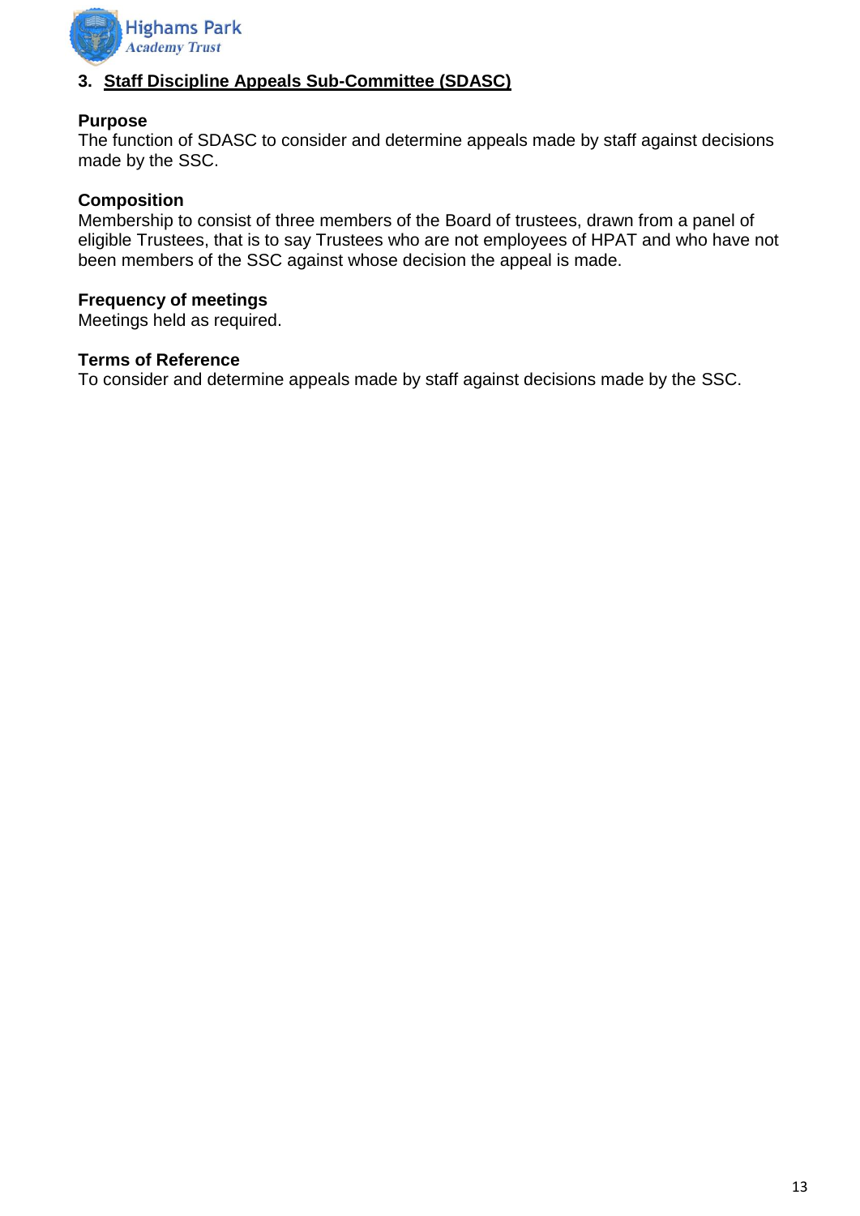## 3. Staff Discipline Appeals Sub-Committee (SDASC)

**Purpose**

The function of SDASC to consider and determine appeals made by staff against decisions made by the SSC.

**Composition**

Membership to consist of three members of the Board of trustees, drawn from a panel of eligible Trustees, that is to say Trustees who are not employees of HPAT and who have not been members of the SSC against whose decision the appeal is made.

**Frequency of meetings**

Meetings held as required.

**Terms of Reference**

To consider and determine appeals made by staff against decisions made by the SSC.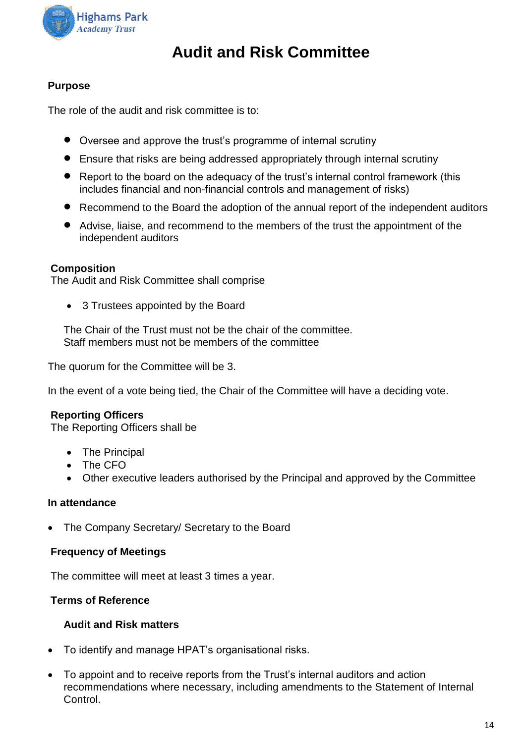# Audit and Risk Committee

**Purpose**

The role of the audit and risk committee is to:

- Oversee and approve the trust's programme of internal scrutiny
- Ensure that risks are being addressed appropriately through internal scrutiny
- Report to the board on the adequacy of the trust's internal control framework (this includes financial and non-financial controls and management of risks)
- Recommend to the Board the adoption of the annual report of the independent auditors
- Advise, liaise, and recommend to the members of the trust the appointment of the independent auditors

**Composition**
The Audit and Risk Committee shall comprise

- 3 Trustees appointed by the Board

The Chair of the Trust must not be the chair of the committee.
Staff members must not be members of the committee

The quorum for the Committee will be 3.

In the event of a vote being tied, the Chair of the Committee will have a deciding vote.

**Reporting Officers**
The Reporting Officers shall be

- The Principal
- The CFO
- Other executive leaders authorised by the Principal and approved by the Committee

**In attendance**

- The Company Secretary/ Secretary to the Board

**Frequency of Meetings**

The committee will meet at least 3 times a year.

**Terms of Reference**

**Audit and Risk matters**

- To identify and manage HPAT's organisational risks.
- To appoint and to receive reports from the Trust's internal auditors and action recommendations where necessary, including amendments to the Statement of Internal Control.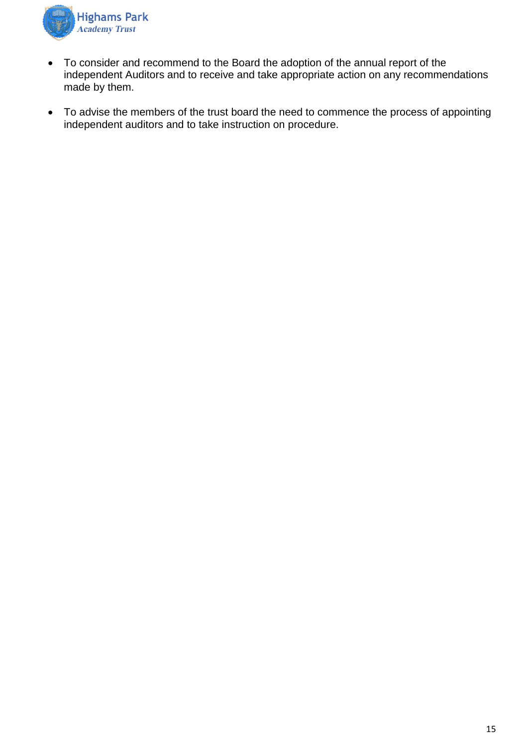- To consider and recommend to the Board the adoption of the annual report of the independent Auditors and to receive and take appropriate action on any recommendations made by them.

- To advise the members of the trust board the need to commence the process of appointing independent auditors and to take instruction on procedure.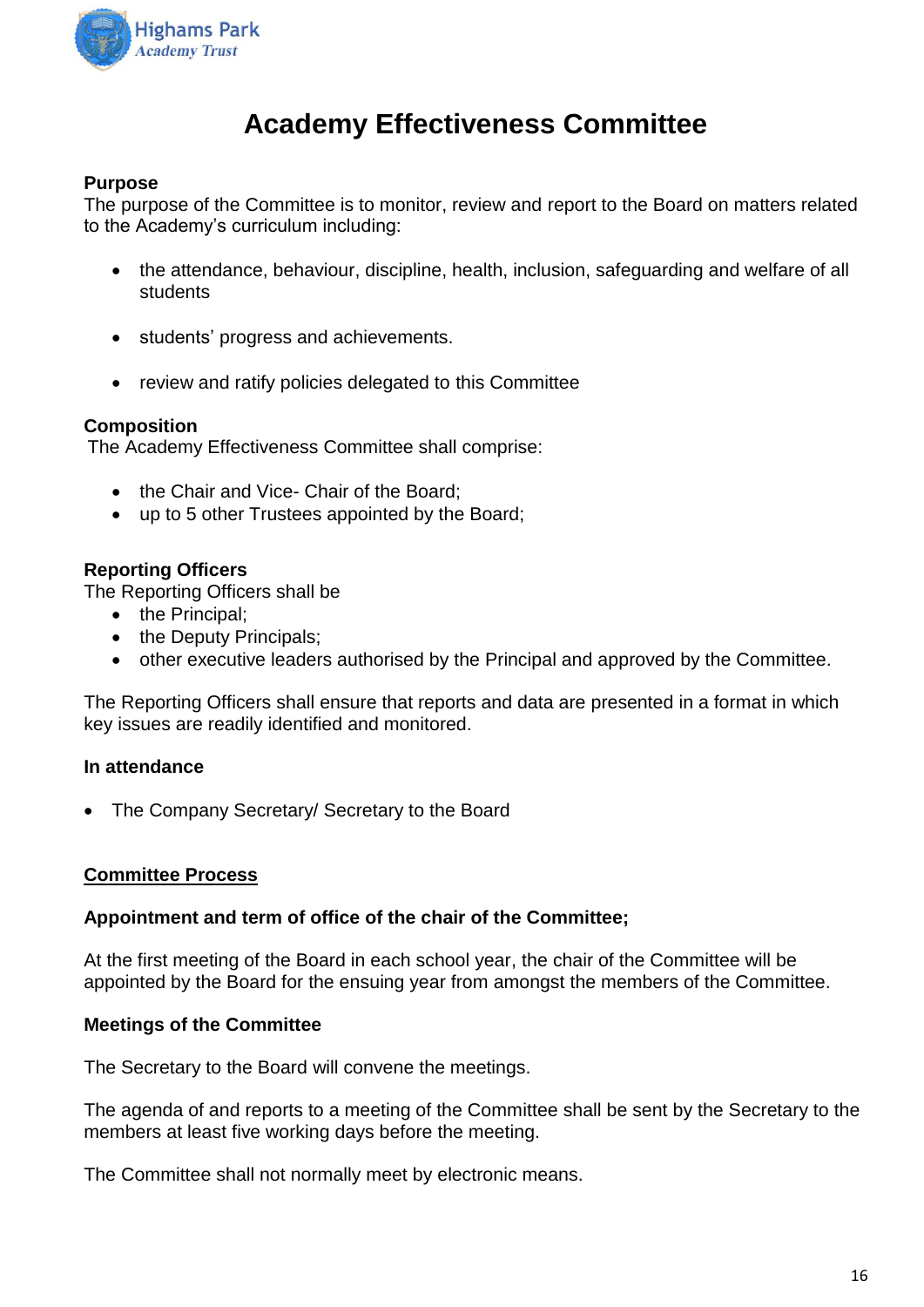# Academy Effectiveness Committee

**Purpose**
The purpose of the Committee is to monitor, review and report to the Board on matters related to the Academy's curriculum including:

- the attendance, behaviour, discipline, health, inclusion, safeguarding and welfare of all students
- students' progress and achievements.
- review and ratify policies delegated to this Committee

**Composition**
The Academy Effectiveness Committee shall comprise:

- the Chair and Vice- Chair of the Board;
- up to 5 other Trustees appointed by the Board;

**Reporting Officers**
The Reporting Officers shall be

- the Principal;
- the Deputy Principals;
- other executive leaders authorised by the Principal and approved by the Committee.

The Reporting Officers shall ensure that reports and data are presented in a format in which key issues are readily identified and monitored.

**In attendance**

- The Company Secretary/ Secretary to the Board

<u>**Committee Process**</u>

**Appointment and term of office of the chair of the Committee;**

At the first meeting of the Board in each school year, the chair of the Committee will be appointed by the Board for the ensuing year from amongst the members of the Committee.

**Meetings of the Committee**

The Secretary to the Board will convene the meetings.

The agenda of and reports to a meeting of the Committee shall be sent by the Secretary to the members at least five working days before the meeting.

The Committee shall not normally meet by electronic means.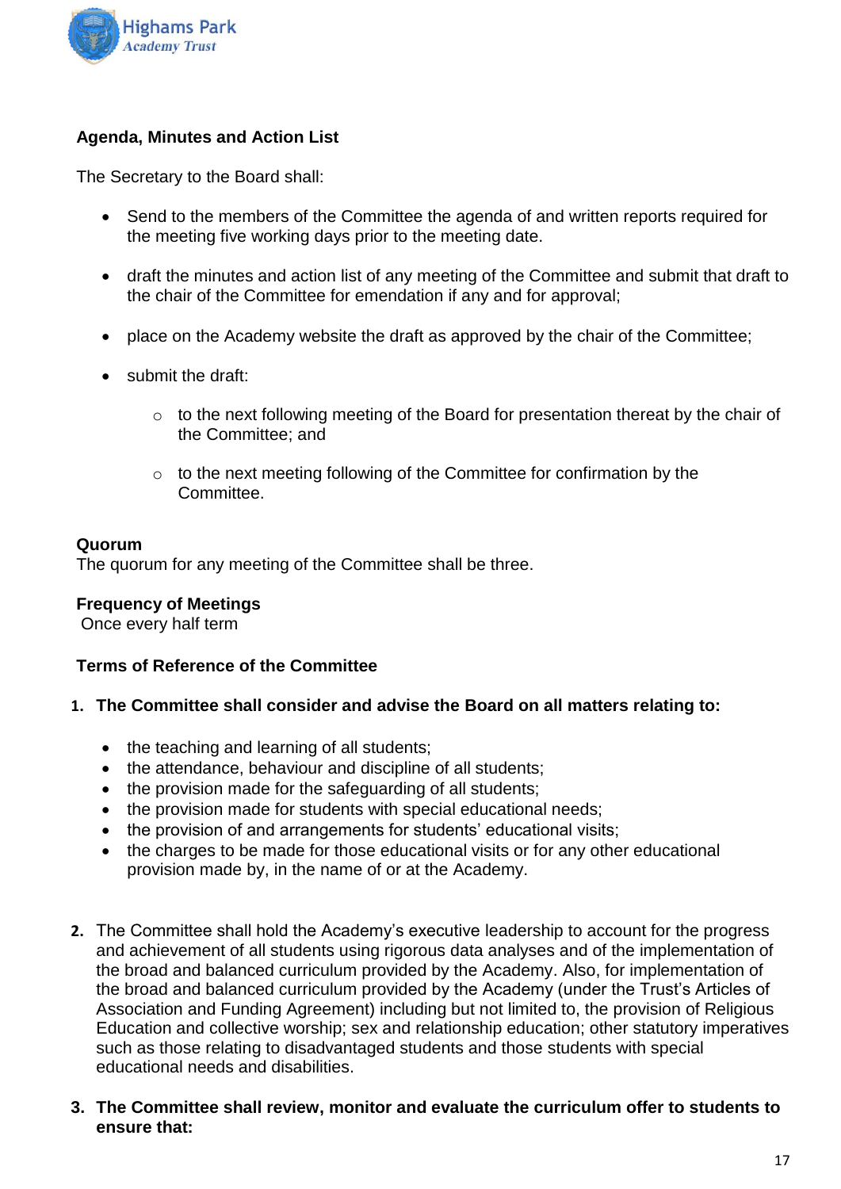**Agenda, Minutes and Action List**

The Secretary to the Board shall:

- Send to the members of the Committee the agenda of and written reports required for the meeting five working days prior to the meeting date.
- draft the minutes and action list of any meeting of the Committee and submit that draft to the chair of the Committee for emendation if any and for approval;
- place on the Academy website the draft as approved by the chair of the Committee;
- submit the draft:
    - to the next following meeting of the Board for presentation thereat by the chair of the Committee; and
    - to the next meeting following of the Committee for confirmation by the Committee.

**Quorum**
The quorum for any meeting of the Committee shall be three.

**Frequency of Meetings**
Once every half term

**Terms of Reference of the Committee**

1. **The Committee shall consider and advise the Board on all matters relating to:**
    - the teaching and learning of all students;
    - the attendance, behaviour and discipline of all students;
    - the provision made for the safeguarding of all students;
    - the provision made for students with special educational needs;
    - the provision of and arrangements for students' educational visits;
    - the charges to be made for those educational visits or for any other educational provision made by, in the name of or at the Academy.

2. The Committee shall hold the Academy's executive leadership to account for the progress and achievement of all students using rigorous data analyses and of the implementation of the broad and balanced curriculum provided by the Academy. Also, for implementation of the broad and balanced curriculum provided by the Academy (under the Trust's Articles of Association and Funding Agreement) including but not limited to, the provision of Religious Education and collective worship; sex and relationship education; other statutory imperatives such as those relating to disadvantaged students and those students with special educational needs and disabilities.

3. **The Committee shall review, monitor and evaluate the curriculum offer to students to ensure that:**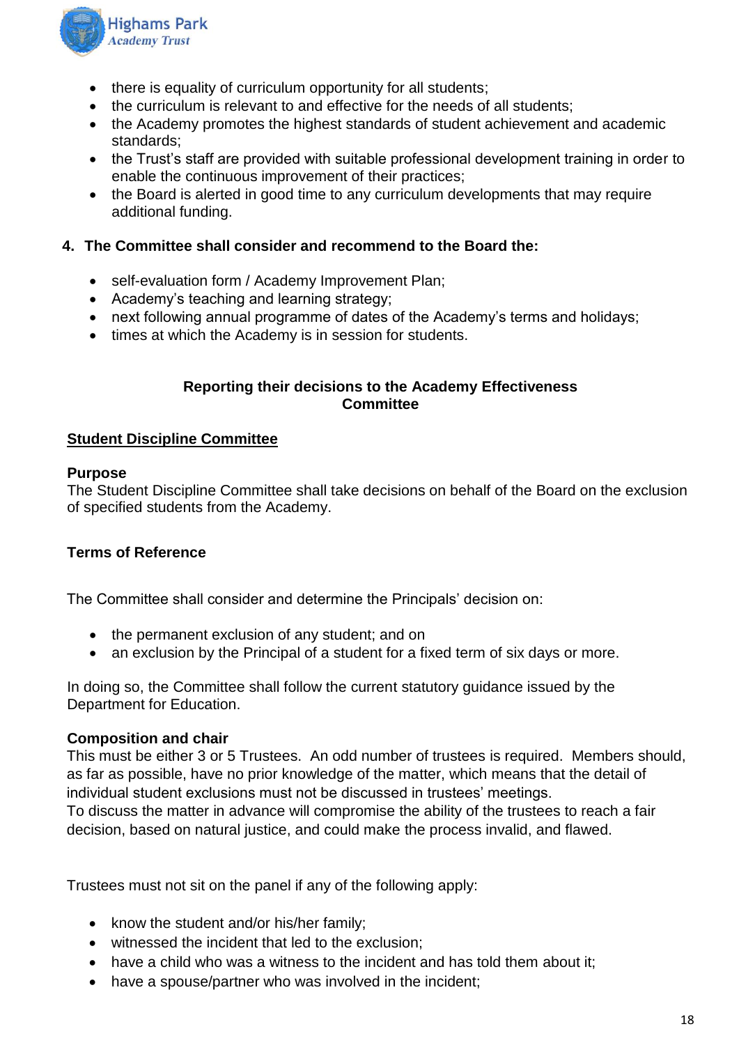- there is equality of curriculum opportunity for all students;
- the curriculum is relevant to and effective for the needs of all students;
- the Academy promotes the highest standards of student achievement and academic standards;
- the Trust's staff are provided with suitable professional development training in order to enable the continuous improvement of their practices;
- the Board is alerted in good time to any curriculum developments that may require additional funding.

**4. The Committee shall consider and recommend to the Board the:**

- self-evaluation form / Academy Improvement Plan;
- Academy's teaching and learning strategy;
- next following annual programme of dates of the Academy's terms and holidays;
- times at which the Academy is in session for students.

**Reporting their decisions to the Academy Effectiveness Committee**

## Student Discipline Committee

### Purpose

The Student Discipline Committee shall take decisions on behalf of the Board on the exclusion of specified students from the Academy.

### Terms of Reference

The Committee shall consider and determine the Principals' decision on:

- the permanent exclusion of any student; and on
- an exclusion by the Principal of a student for a fixed term of six days or more.

In doing so, the Committee shall follow the current statutory guidance issued by the Department for Education.

### Composition and chair

This must be either 3 or 5 Trustees. An odd number of trustees is required. Members should, as far as possible, have no prior knowledge of the matter, which means that the detail of individual student exclusions must not be discussed in trustees' meetings.
To discuss the matter in advance will compromise the ability of the trustees to reach a fair decision, based on natural justice, and could make the process invalid, and flawed.

Trustees must not sit on the panel if any of the following apply:

- know the student and/or his/her family;
- witnessed the incident that led to the exclusion;
- have a child who was a witness to the incident and has told them about it;
- have a spouse/partner who was involved in the incident;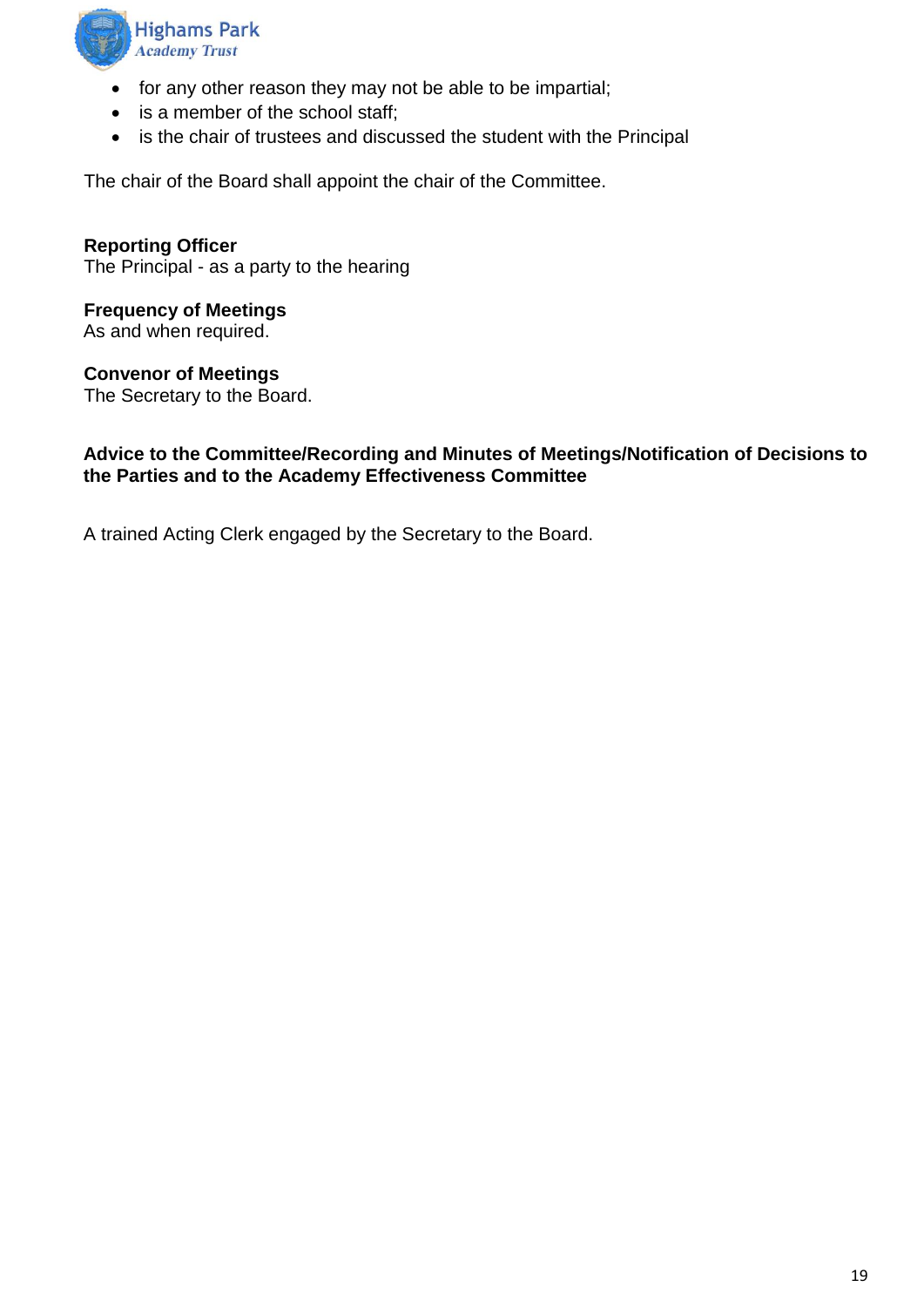- for any other reason they may not be able to be impartial;
- is a member of the school staff;
- is the chair of trustees and discussed the student with the Principal

The chair of the Board shall appoint the chair of the Committee.

**Reporting Officer**
The Principal - as a party to the hearing

**Frequency of Meetings**
As and when required.

**Convenor of Meetings**
The Secretary to the Board.

**Advice to the Committee/Recording and Minutes of Meetings/Notification of Decisions to the Parties and to the Academy Effectiveness Committee**

A trained Acting Clerk engaged by the Secretary to the Board.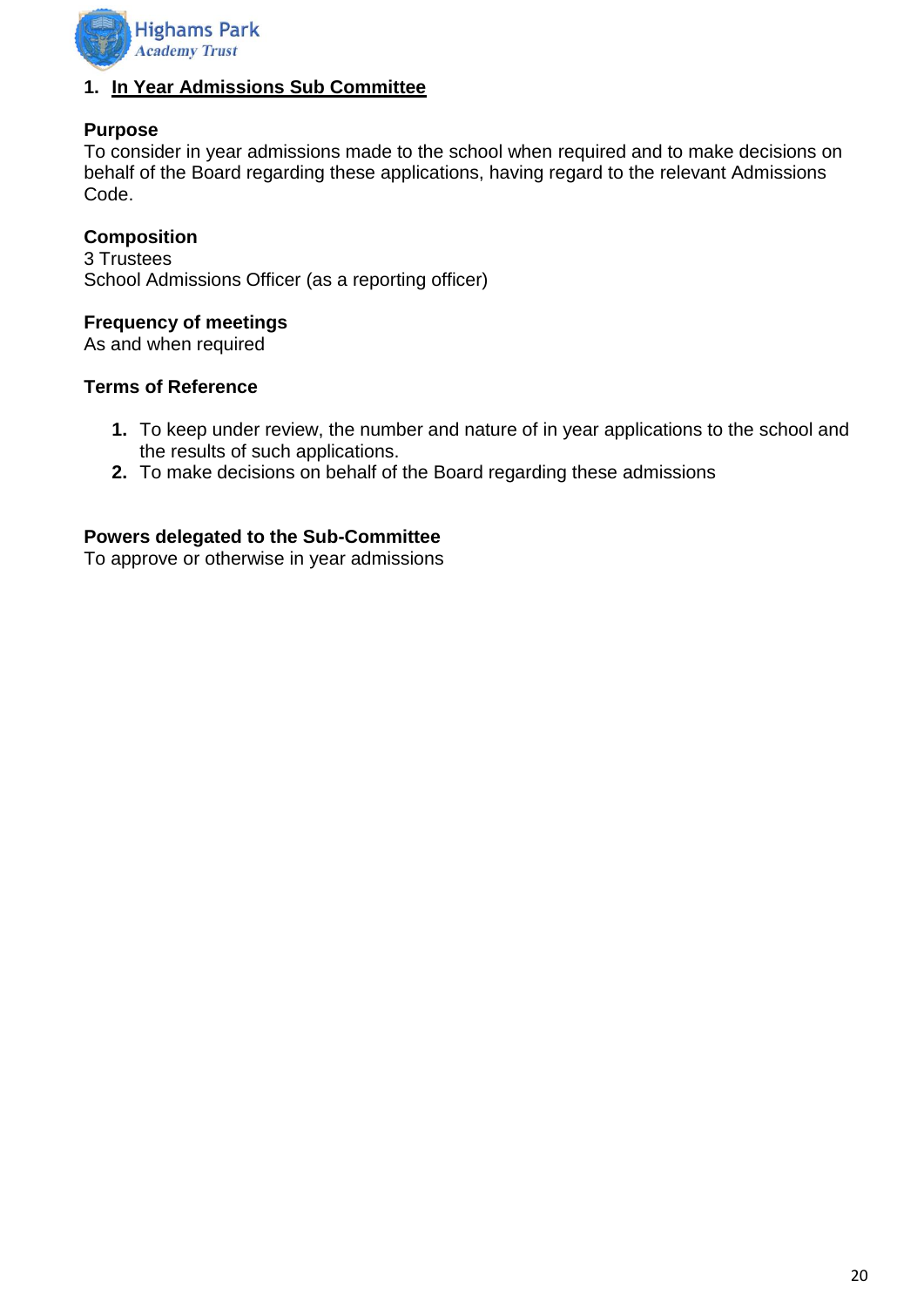## 1. In Year Admissions Sub Committee

**Purpose**
To consider in year admissions made to the school when required and to make decisions on behalf of the Board regarding these applications, having regard to the relevant Admissions Code.

**Composition**
3 Trustees
School Admissions Officer (as a reporting officer)

**Frequency of meetings**
As and when required

**Terms of Reference**

1. To keep under review, the number and nature of in year applications to the school and the results of such applications.
2. To make decisions on behalf of the Board regarding these admissions

**Powers delegated to the Sub-Committee**
To approve or otherwise in year admissions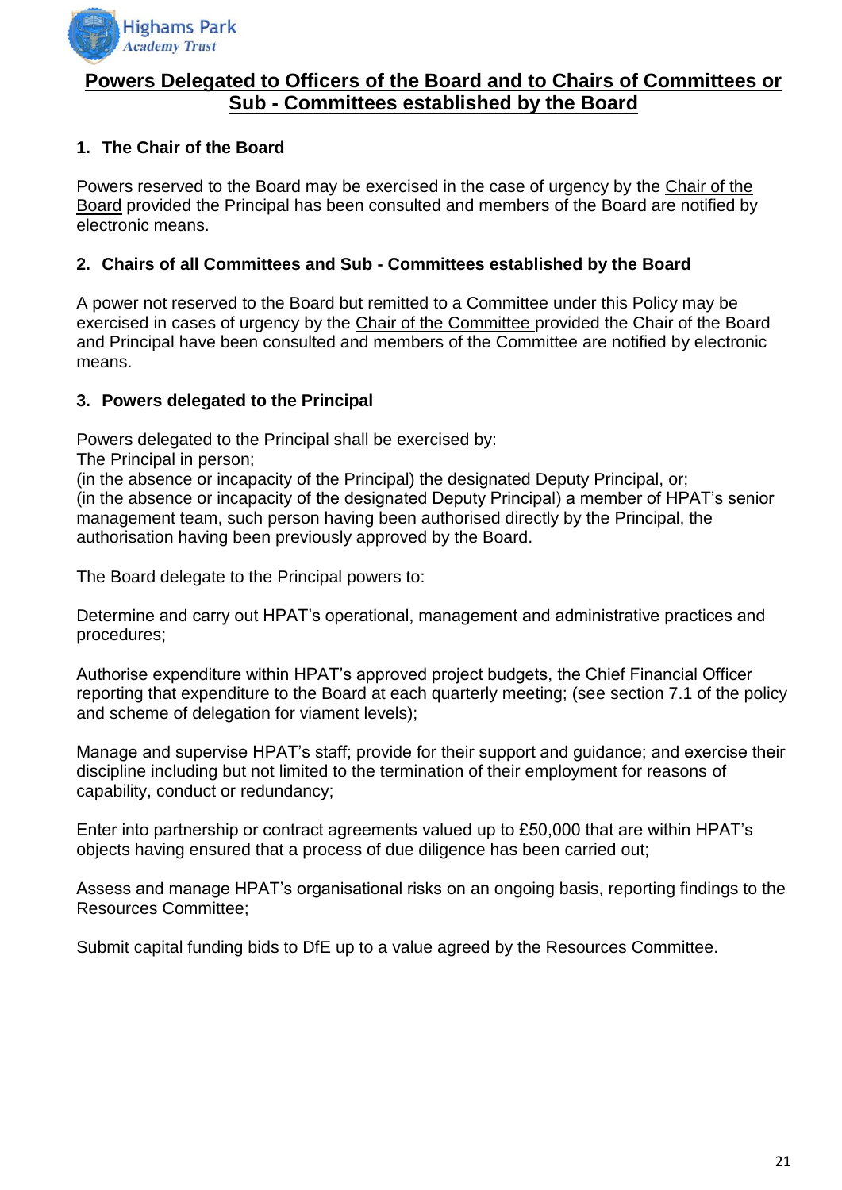# Powers Delegated to Officers of the Board and to Chairs of Committees or Sub - Committees established by the Board

## 1. The Chair of the Board

Powers reserved to the Board may be exercised in the case of urgency by the Chair of the Board provided the Principal has been consulted and members of the Board are notified by electronic means.

## 2. Chairs of all Committees and Sub - Committees established by the Board

A power not reserved to the Board but remitted to a Committee under this Policy may be exercised in cases of urgency by the Chair of the Committee provided the Chair of the Board and Principal have been consulted and members of the Committee are notified by electronic means.

## 3. Powers delegated to the Principal

Powers delegated to the Principal shall be exercised by:
The Principal in person;
(in the absence or incapacity of the Principal) the designated Deputy Principal, or;
(in the absence or incapacity of the designated Deputy Principal) a member of HPAT's senior management team, such person having been authorised directly by the Principal, the authorisation having been previously approved by the Board.

The Board delegate to the Principal powers to:

Determine and carry out HPAT's operational, management and administrative practices and procedures;

Authorise expenditure within HPAT's approved project budgets, the Chief Financial Officer reporting that expenditure to the Board at each quarterly meeting; (see section 7.1 of the policy and scheme of delegation for viament levels);

Manage and supervise HPAT's staff; provide for their support and guidance; and exercise their discipline including but not limited to the termination of their employment for reasons of capability, conduct or redundancy;

Enter into partnership or contract agreements valued up to £50,000 that are within HPAT's objects having ensured that a process of due diligence has been carried out;

Assess and manage HPAT's organisational risks on an ongoing basis, reporting findings to the Resources Committee;

Submit capital funding bids to DfE up to a value agreed by the Resources Committee.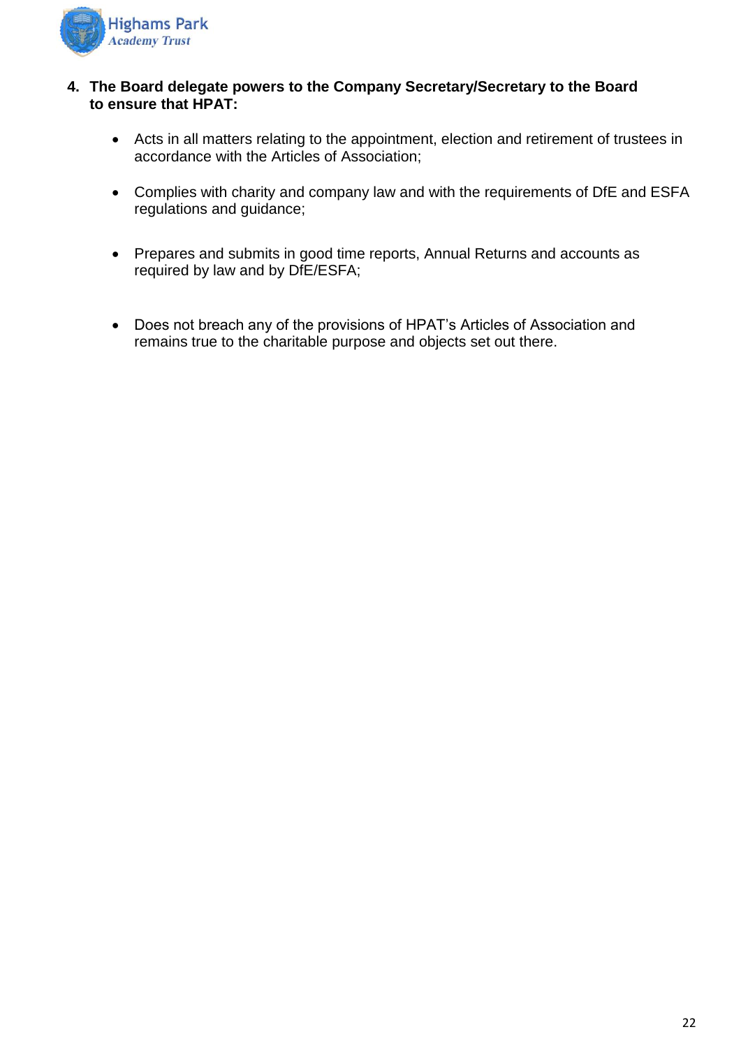**4. The Board delegate powers to the Company Secretary/Secretary to the Board to ensure that HPAT:**

- Acts in all matters relating to the appointment, election and retirement of trustees in accordance with the Articles of Association;
- Complies with charity and company law and with the requirements of DfE and ESFA regulations and guidance;
- Prepares and submits in good time reports, Annual Returns and accounts as required by law and by DfE/ESFA;
- Does not breach any of the provisions of HPAT's Articles of Association and remains true to the charitable purpose and objects set out there.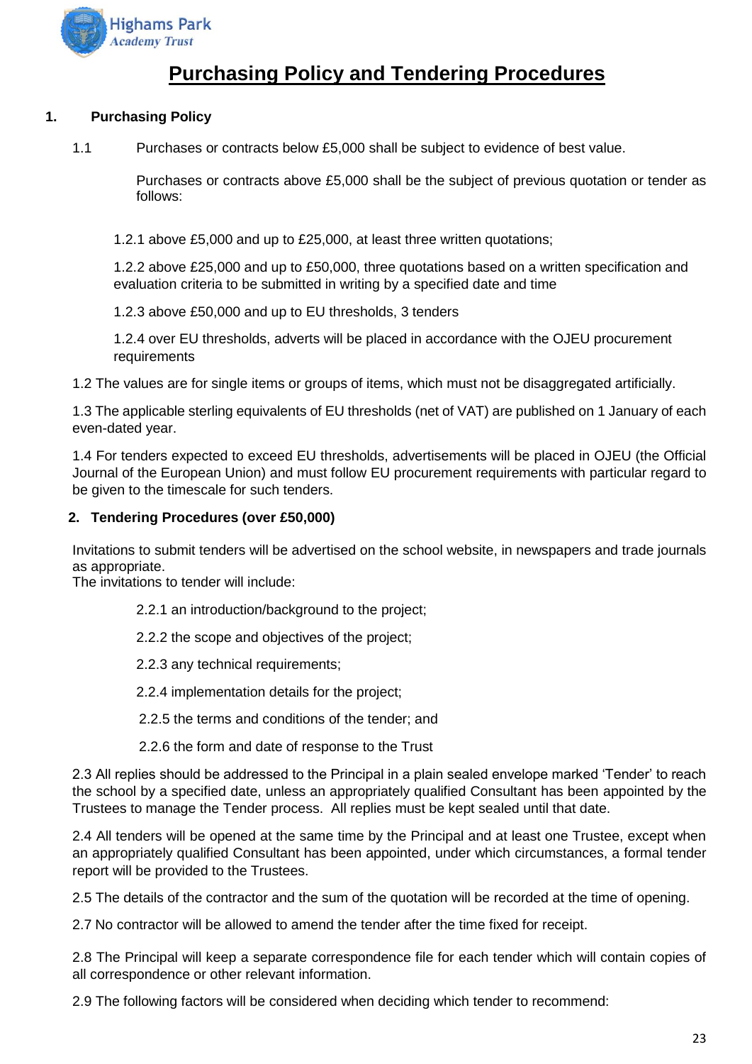# Purchasing Policy and Tendering Procedures

## 1. Purchasing Policy

1.1 Purchases or contracts below £5,000 shall be subject to evidence of best value.

Purchases or contracts above £5,000 shall be the subject of previous quotation or tender as follows:

1.2.1 above £5,000 and up to £25,000, at least three written quotations;

1.2.2 above £25,000 and up to £50,000, three quotations based on a written specification and evaluation criteria to be submitted in writing by a specified date and time

1.2.3 above £50,000 and up to EU thresholds, 3 tenders

1.2.4 over EU thresholds, adverts will be placed in accordance with the OJEU procurement requirements

1.2 The values are for single items or groups of items, which must not be disaggregated artificially.

1.3 The applicable sterling equivalents of EU thresholds (net of VAT) are published on 1 January of each even-dated year.

1.4 For tenders expected to exceed EU thresholds, advertisements will be placed in OJEU (the Official Journal of the European Union) and must follow EU procurement requirements with particular regard to be given to the timescale for such tenders.

## 2. Tendering Procedures (over £50,000)

Invitations to submit tenders will be advertised on the school website, in newspapers and trade journals as appropriate.
The invitations to tender will include:

2.2.1 an introduction/background to the project;

2.2.2 the scope and objectives of the project;

2.2.3 any technical requirements;

2.2.4 implementation details for the project;

2.2.5 the terms and conditions of the tender; and

2.2.6 the form and date of response to the Trust

2.3 All replies should be addressed to the Principal in a plain sealed envelope marked 'Tender' to reach the school by a specified date, unless an appropriately qualified Consultant has been appointed by the Trustees to manage the Tender process. All replies must be kept sealed until that date.

2.4 All tenders will be opened at the same time by the Principal and at least one Trustee, except when an appropriately qualified Consultant has been appointed, under which circumstances, a formal tender report will be provided to the Trustees.

2.5 The details of the contractor and the sum of the quotation will be recorded at the time of opening.

2.7 No contractor will be allowed to amend the tender after the time fixed for receipt.

2.8 The Principal will keep a separate correspondence file for each tender which will contain copies of all correspondence or other relevant information.

2.9 The following factors will be considered when deciding which tender to recommend: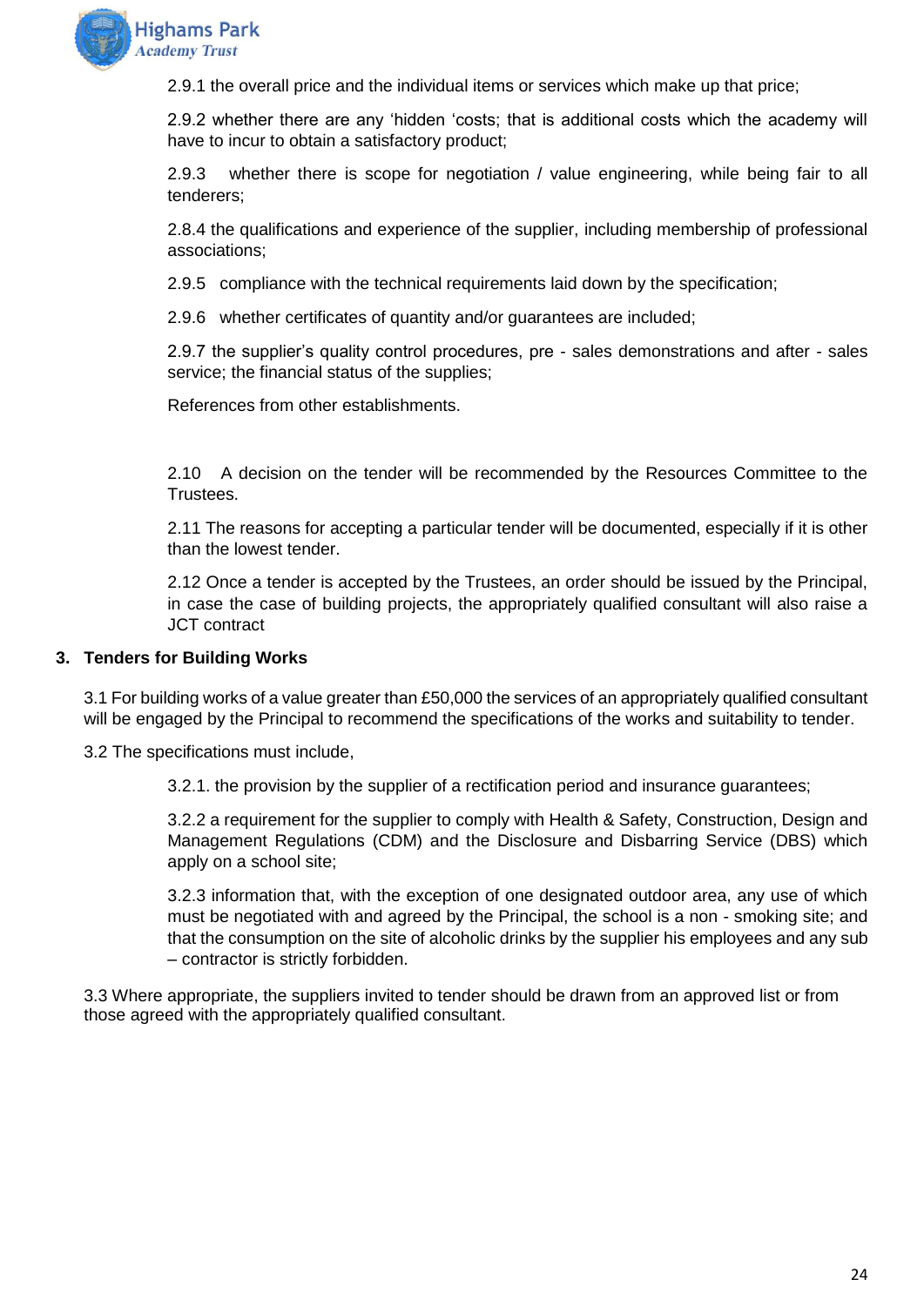2.9.1 the overall price and the individual items or services which make up that price;

2.9.2 whether there are any 'hidden 'costs; that is additional costs which the academy will have to incur to obtain a satisfactory product;

2.9.3 whether there is scope for negotiation / value engineering, while being fair to all tenderers;

2.8.4 the qualifications and experience of the supplier, including membership of professional associations;

2.9.5 compliance with the technical requirements laid down by the specification;

2.9.6 whether certificates of quantity and/or guarantees are included;

2.9.7 the supplier's quality control procedures, pre - sales demonstrations and after - sales service; the financial status of the supplies;

References from other establishments.

2.10 A decision on the tender will be recommended by the Resources Committee to the Trustees.

2.11 The reasons for accepting a particular tender will be documented, especially if it is other than the lowest tender.

2.12 Once a tender is accepted by the Trustees, an order should be issued by the Principal, in case the case of building projects, the appropriately qualified consultant will also raise a JCT contract

## 3. Tenders for Building Works

3.1 For building works of a value greater than £50,000 the services of an appropriately qualified consultant will be engaged by the Principal to recommend the specifications of the works and suitability to tender.

3.2 The specifications must include,

3.2.1. the provision by the supplier of a rectification period and insurance guarantees;

3.2.2 a requirement for the supplier to comply with Health & Safety, Construction, Design and Management Regulations (CDM) and the Disclosure and Disbarring Service (DBS) which apply on a school site;

3.2.3 information that, with the exception of one designated outdoor area, any use of which must be negotiated with and agreed by the Principal, the school is a non - smoking site; and that the consumption on the site of alcoholic drinks by the supplier his employees and any sub – contractor is strictly forbidden.

3.3 Where appropriate, the suppliers invited to tender should be drawn from an approved list or from those agreed with the appropriately qualified consultant.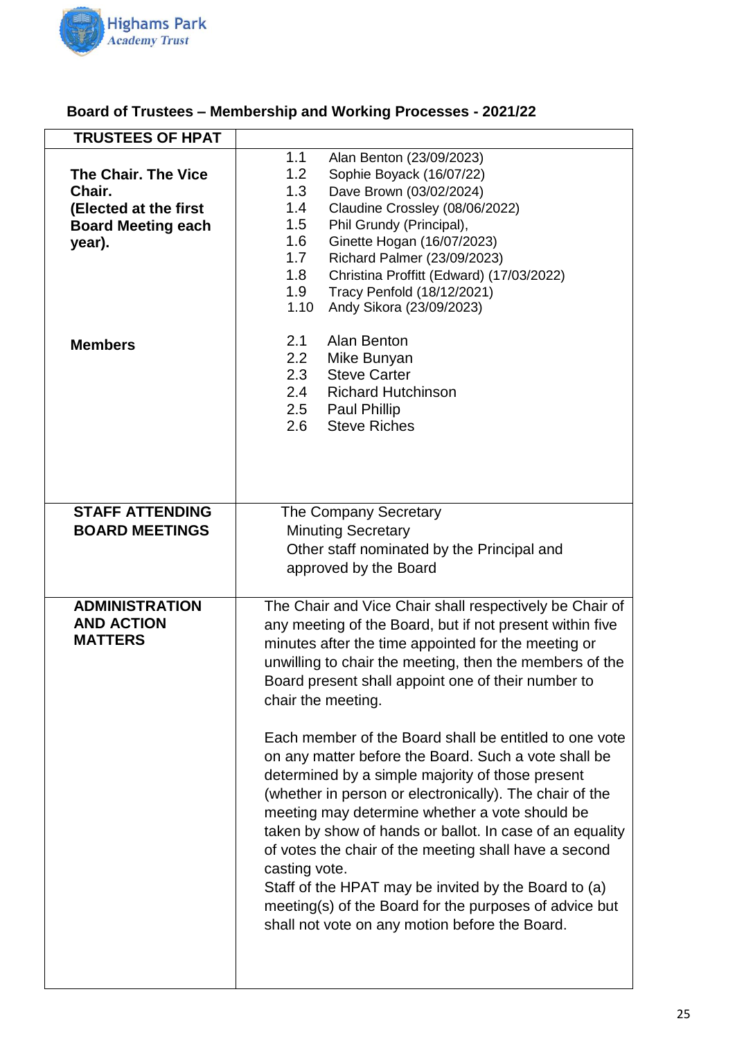**Board of Trustees – Membership and Working Processes - 2021/22**

| TRUSTEES OF HPAT | |
|---|---|
| **The Chair. The Vice Chair. (Elected at the first Board Meeting each year).** | 1.1 Alan Benton (23/09/2023)<br>1.2 Sophie Boyack (16/07/22)<br>1.3 Dave Brown (03/02/2024)<br>1.4 Claudine Crossley (08/06/2022)<br>1.5 Phil Grundy (Principal),<br>1.6 Ginette Hogan (16/07/2023)<br>1.7 Richard Palmer (23/09/2023)<br>1.8 Christina Proffitt (Edward) (17/03/2022)<br>1.9 Tracy Penfold (18/12/2021)<br>1.10 Andy Sikora (23/09/2023) |
| **Members** | 2.1 Alan Benton<br>2.2 Mike Bunyan<br>2.3 Steve Carter<br>2.4 Richard Hutchinson<br>2.5 Paul Phillip<br>2.6 Steve Riches |
| **STAFF ATTENDING BOARD MEETINGS** | The Company Secretary<br>Minuting Secretary<br>Other staff nominated by the Principal and approved by the Board |
| **ADMINISTRATION AND ACTION MATTERS** | The Chair and Vice Chair shall respectively be Chair of any meeting of the Board, but if not present within five minutes after the time appointed for the meeting or unwilling to chair the meeting, then the members of the Board present shall appoint one of their number to chair the meeting.<br><br>Each member of the Board shall be entitled to one vote on any matter before the Board. Such a vote shall be determined by a simple majority of those present (whether in person or electronically). The chair of the meeting may determine whether a vote should be taken by show of hands or ballot. In case of an equality of votes the chair of the meeting shall have a second casting vote.<br>Staff of the HPAT may be invited by the Board to (a) meeting(s) of the Board for the purposes of advice but shall not vote on any motion before the Board. |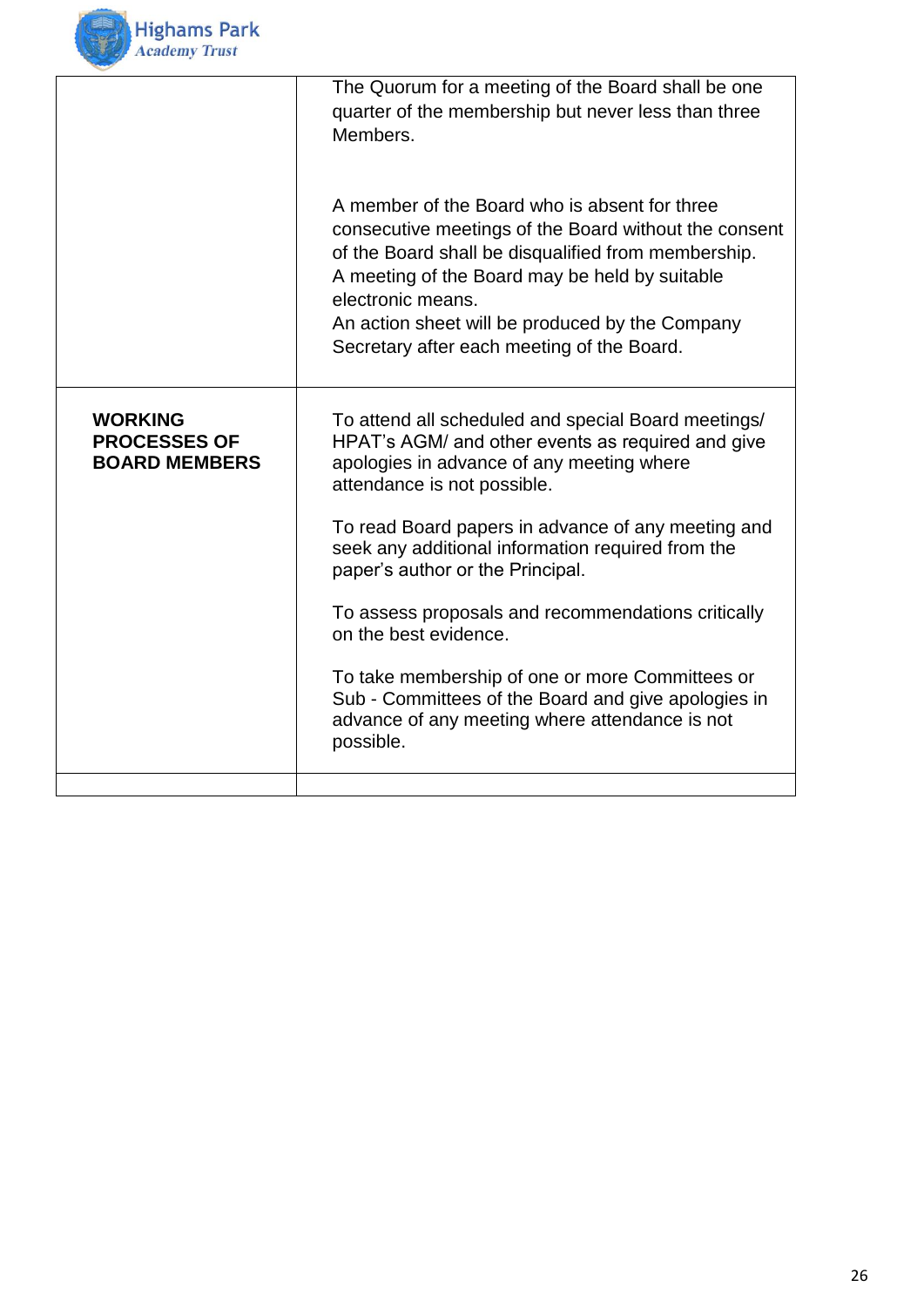| | |
|---|---|
| | The Quorum for a meeting of the Board shall be one quarter of the membership but never less than three Members.<br><br>A member of the Board who is absent for three consecutive meetings of the Board without the consent of the Board shall be disqualified from membership.<br>A meeting of the Board may be held by suitable electronic means.<br>An action sheet will be produced by the Company Secretary after each meeting of the Board. |
| **WORKING PROCESSES OF BOARD MEMBERS** | To attend all scheduled and special Board meetings/ HPAT's AGM/ and other events as required and give apologies in advance of any meeting where attendance is not possible.<br><br>To read Board papers in advance of any meeting and seek any additional information required from the paper's author or the Principal.<br><br>To assess proposals and recommendations critically on the best evidence.<br><br>To take membership of one or more Committees or Sub - Committees of the Board and give apologies in advance of any meeting where attendance is not possible. |
| | |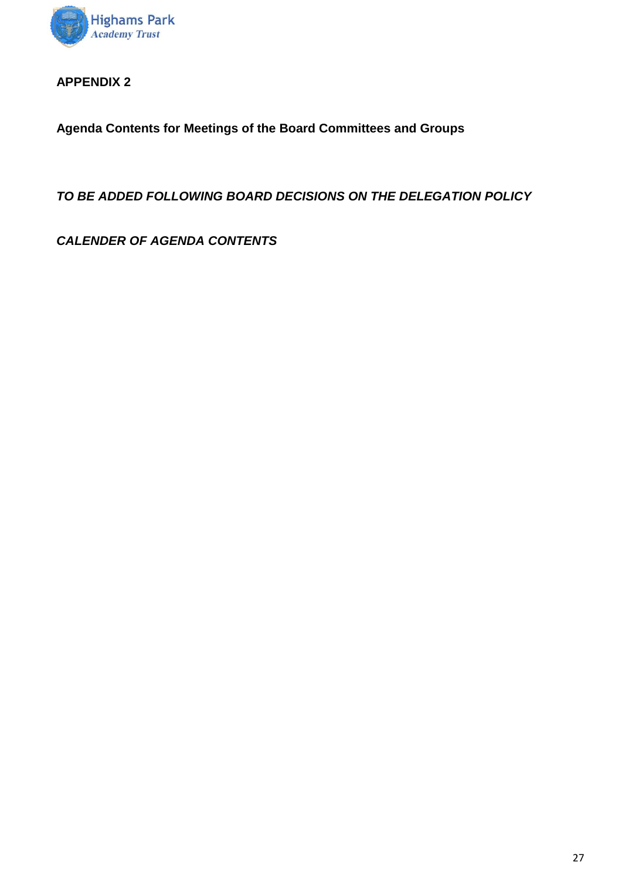**APPENDIX 2**

**Agenda Contents for Meetings of the Board Committees and Groups**

***TO BE ADDED FOLLOWING BOARD DECISIONS ON THE DELEGATION POLICY***

***CALENDER OF AGENDA CONTENTS***